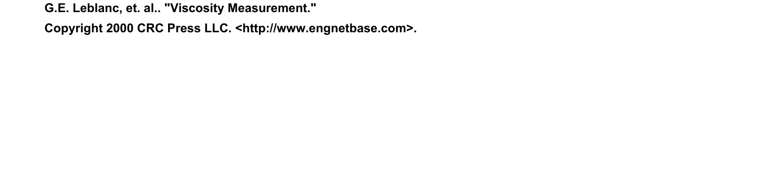**G.E. Leblanc, et. al.. "Viscosity Measurement."**

**Copyright 2000 CRC Press LLC. <http://www.engnetbase.com>.**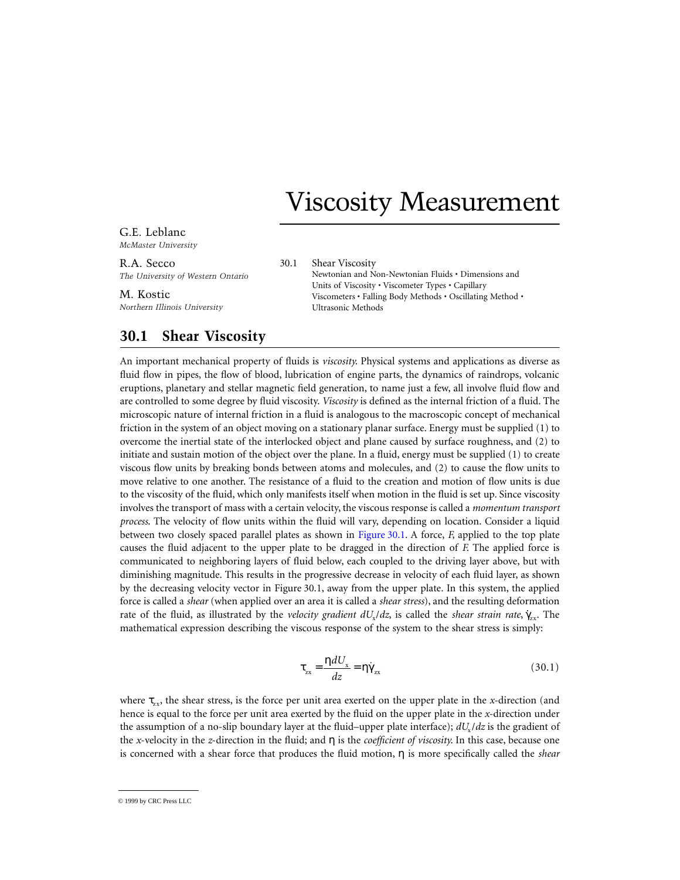# Viscosity Measurement

G.E. Leblanc
*McMaster University*

R.A. Secco
*The University of Western Ontario*

M. Kostic
*Northern Illinois University*

30.1 Shear Viscosity
Newtonian and Non-Newtonian Fluids • Dimensions and Units of Viscosity • Viscometer Types • Capillary Viscometers • Falling Body Methods • Oscillating Method • Ultrasonic Methods

## 30.1 Shear Viscosity

An important mechanical property of fluids is *viscosity.* Physical systems and applications as diverse as fluid flow in pipes, the flow of blood, lubrication of engine parts, the dynamics of raindrops, volcanic eruptions, planetary and stellar magnetic field generation, to name just a few, all involve fluid flow and are controlled to some degree by fluid viscosity. *Viscosity* is defined as the internal friction of a fluid. The microscopic nature of internal friction in a fluid is analogous to the macroscopic concept of mechanical friction in the system of an object moving on a stationary planar surface. Energy must be supplied (1) to overcome the inertial state of the interlocked object and plane caused by surface roughness, and (2) to initiate and sustain motion of the object over the plane. In a fluid, energy must be supplied (1) to create viscous flow units by breaking bonds between atoms and molecules, and (2) to cause the flow units to move relative to one another. The resistance of a fluid to the creation and motion of flow units is due to the viscosity of the fluid, which only manifests itself when motion in the fluid is set up. Since viscosity involves the transport of mass with a certain velocity, the viscous response is called a *momentum transport process.* The velocity of flow units within the fluid will vary, depending on location. Consider a liquid between two closely spaced parallel plates as shown in Figure 30.1. A force, *F,* applied to the top plate causes the fluid adjacent to the upper plate to be dragged in the direction of *F.* The applied force is communicated to neighboring layers of fluid below, each coupled to the driving layer above, but with diminishing magnitude. This results in the progressive decrease in velocity of each fluid layer, as shown by the decreasing velocity vector in Figure 30.1, away from the upper plate. In this system, the applied force is called a *shear* (when applied over an area it is called a *shear stress*), and the resulting deformation rate of the fluid, as illustrated by the *velocity gradient* $dU_x/dz$, is called the *shear strain rate*, $\dot{\gamma}_{zx}$. The mathematical expression describing the viscous response of the system to the shear stress is simply:

$$\tau_{zx} = \frac{\eta dU_x}{dz} = \eta\dot{\gamma}_{zx} \tag{30.1}$$

where $\tau_{zx}$, the shear stress, is the force per unit area exerted on the upper plate in the *x*-direction (and hence is equal to the force per unit area exerted by the fluid on the upper plate in the *x*-direction under the assumption of a no-slip boundary layer at the fluid–upper plate interface); $dU_x/dz$ is the gradient of the *x*-velocity in the *z*-direction in the fluid; and $\eta$ is the *coefficient of viscosity.* In this case, because one is concerned with a shear force that produces the fluid motion, $\eta$ is more specifically called the *shear*

© 1999 by CRC Press LLC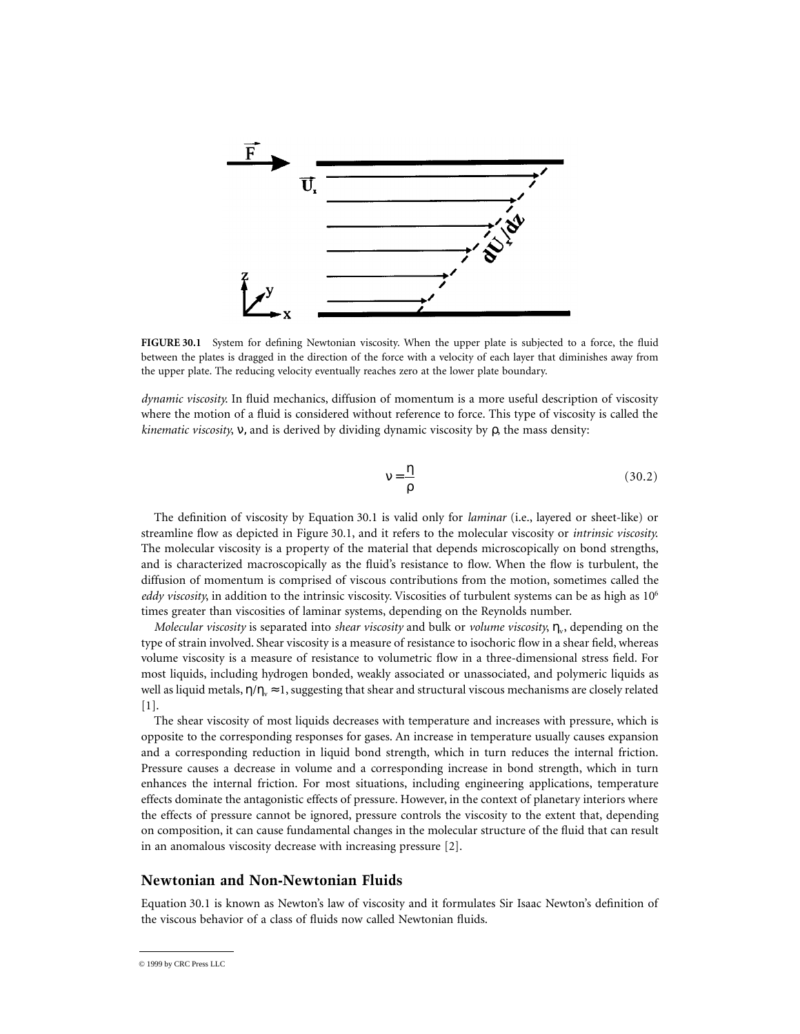**FIGURE 30.1** System for defining Newtonian viscosity. When the upper plate is subjected to a force, the fluid between the plates is dragged in the direction of the force with a velocity of each layer that diminishes away from the upper plate. The reducing velocity eventually reaches zero at the lower plate boundary.

*dynamic viscosity.* In fluid mechanics, diffusion of momentum is a more useful description of viscosity where the motion of a fluid is considered without reference to force. This type of viscosity is called the *kinematic viscosity*, $\nu$, and is derived by dividing dynamic viscosity by $\rho$, the mass density:

$$\nu = \frac{\eta}{\rho} \tag{30.2}$$

The definition of viscosity by Equation 30.1 is valid only for *laminar* (i.e., layered or sheet-like) or streamline flow as depicted in Figure 30.1, and it refers to the molecular viscosity or *intrinsic viscosity.* The molecular viscosity is a property of the material that depends microscopically on bond strengths, and is characterized macroscopically as the fluid's resistance to flow. When the flow is turbulent, the diffusion of momentum is comprised of viscous contributions from the motion, sometimes called the *eddy viscosity*, in addition to the intrinsic viscosity. Viscosities of turbulent systems can be as high as $10^6$ times greater than viscosities of laminar systems, depending on the Reynolds number.

*Molecular viscosity* is separated into *shear viscosity* and bulk or *volume viscosity*, $\eta_v$, depending on the type of strain involved. Shear viscosity is a measure of resistance to isochoric flow in a shear field, whereas volume viscosity is a measure of resistance to volumetric flow in a three-dimensional stress field. For most liquids, including hydrogen bonded, weakly associated or unassociated, and polymeric liquids as well as liquid metals, $\eta/\eta_v \approx 1$, suggesting that shear and structural viscous mechanisms are closely related [1].

The shear viscosity of most liquids decreases with temperature and increases with pressure, which is opposite to the corresponding responses for gases. An increase in temperature usually causes expansion and a corresponding reduction in liquid bond strength, which in turn reduces the internal friction. Pressure causes a decrease in volume and a corresponding increase in bond strength, which in turn enhances the internal friction. For most situations, including engineering applications, temperature effects dominate the antagonistic effects of pressure. However, in the context of planetary interiors where the effects of pressure cannot be ignored, pressure controls the viscosity to the extent that, depending on composition, it can cause fundamental changes in the molecular structure of the fluid that can result in an anomalous viscosity decrease with increasing pressure [2].

## Newtonian and Non-Newtonian Fluids

Equation 30.1 is known as Newton's law of viscosity and it formulates Sir Isaac Newton's definition of the viscous behavior of a class of fluids now called Newtonian fluids.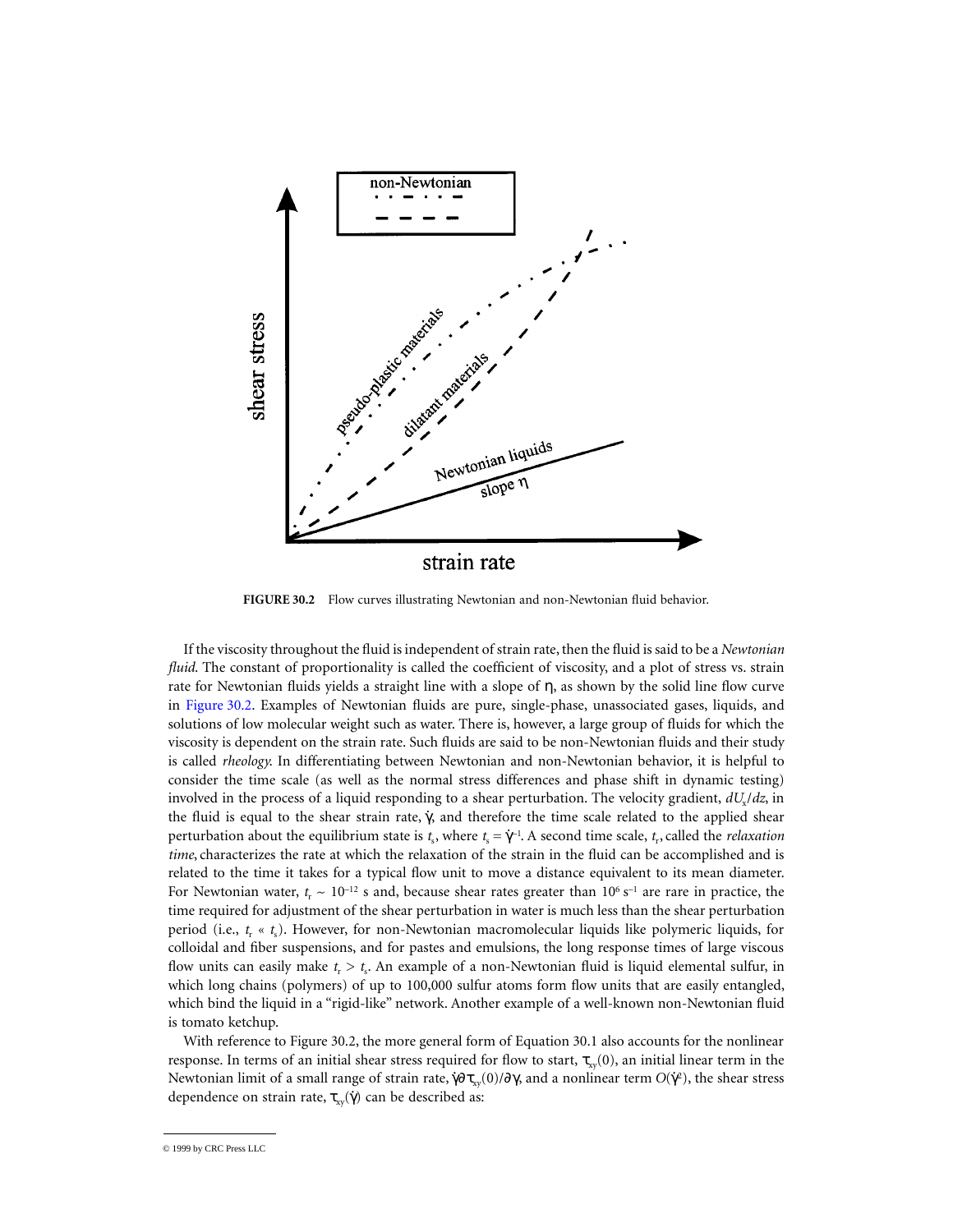FIGURE 30.2 Flow curves illustrating Newtonian and non-Newtonian fluid behavior.

If the viscosity throughout the fluid is independent of strain rate, then the fluid is said to be a *Newtonian fluid.* The constant of proportionality is called the coefficient of viscosity, and a plot of stress vs. strain rate for Newtonian fluids yields a straight line with a slope of $\eta$, as shown by the solid line flow curve in Figure 30.2. Examples of Newtonian fluids are pure, single-phase, unassociated gases, liquids, and solutions of low molecular weight such as water. There is, however, a large group of fluids for which the viscosity is dependent on the strain rate. Such fluids are said to be non-Newtonian fluids and their study is called *rheology.* In differentiating between Newtonian and non-Newtonian behavior, it is helpful to consider the time scale (as well as the normal stress differences and phase shift in dynamic testing) involved in the process of a liquid responding to a shear perturbation. The velocity gradient, $dU_x/dz$, in the fluid is equal to the shear strain rate, $\dot{\gamma}$, and therefore the time scale related to the applied shear perturbation about the equilibrium state is $t_s$, where $t_s = \dot{\gamma}^{-1}$. A second time scale, $t_r$, called the *relaxation time*, characterizes the rate at which the relaxation of the strain in the fluid can be accomplished and is related to the time it takes for a typical flow unit to move a distance equivalent to its mean diameter. For Newtonian water, $t_r \sim 10^{-12}$ s and, because shear rates greater than $10^6$ s$^{-1}$ are rare in practice, the time required for adjustment of the shear perturbation in water is much less than the shear perturbation period (i.e., $t_r \ll t_s$). However, for non-Newtonian macromolecular liquids like polymeric liquids, for colloidal and fiber suspensions, and for pastes and emulsions, the long response times of large viscous flow units can easily make $t_r > t_s$. An example of a non-Newtonian fluid is liquid elemental sulfur, in which long chains (polymers) of up to 100,000 sulfur atoms form flow units that are easily entangled, which bind the liquid in a "rigid-like" network. Another example of a well-known non-Newtonian fluid is tomato ketchup.

With reference to Figure 30.2, the more general form of Equation 30.1 also accounts for the nonlinear response. In terms of an initial shear stress required for flow to start, $\tau_{xy}(0)$, an initial linear term in the Newtonian limit of a small range of strain rate, $\dot{\gamma}\partial\tau_{xy}(0)/\partial\gamma$, and a nonlinear term $O(\dot{\gamma}^2)$, the shear stress dependence on strain rate, $\tau_{xy}(\dot{\gamma})$ can be described as: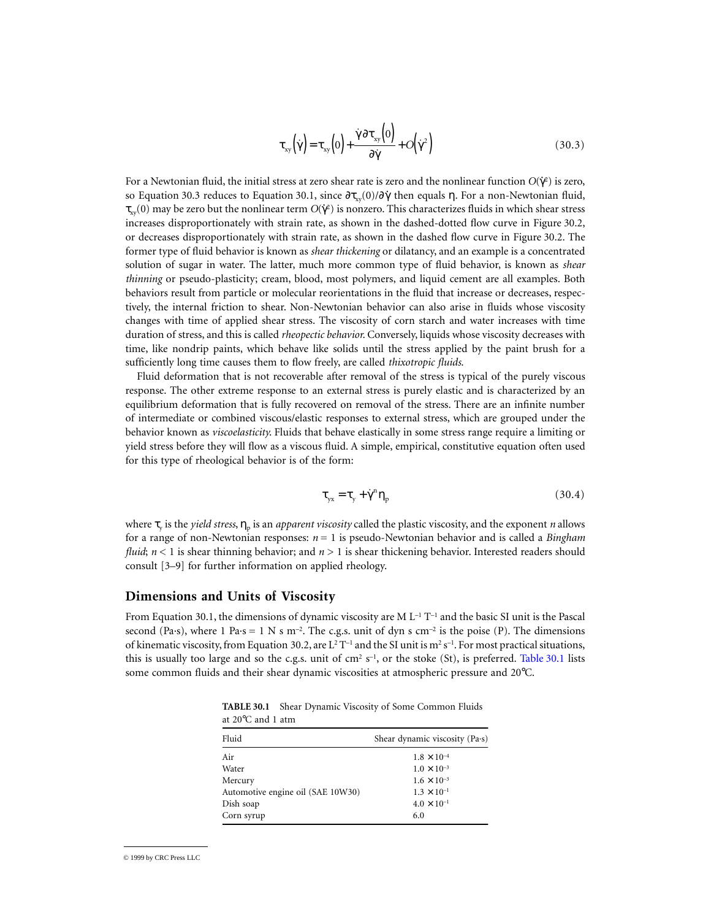$$\tau_{xy}\left(\dot{\gamma}\right) = \tau_{xy}\left(0\right) + \frac{\dot{\gamma}\,\partial\tau_{xy}\left(0\right)}{\partial\dot{\gamma}} + O\left(\dot{\gamma}^2\right) \tag{30.3}$$

For a Newtonian fluid, the initial stress at zero shear rate is zero and the nonlinear function $O(\dot{\gamma}^2)$ is zero, so Equation 30.3 reduces to Equation 30.1, since $\partial\tau_{xy}(0)/\partial\dot{\gamma}$ then equals $\eta$. For a non-Newtonian fluid, $\tau_{xy}(0)$ may be zero but the nonlinear term $O(\dot{\gamma}^2)$ is nonzero. This characterizes fluids in which shear stress increases disproportionately with strain rate, as shown in the dashed-dotted flow curve in Figure 30.2, or decreases disproportionately with strain rate, as shown in the dashed flow curve in Figure 30.2. The former type of fluid behavior is known as *shear thickening* or dilatancy, and an example is a concentrated solution of sugar in water. The latter, much more common type of fluid behavior, is known as *shear thinning* or pseudo-plasticity; cream, blood, most polymers, and liquid cement are all examples. Both behaviors result from particle or molecular reorientations in the fluid that increase or decreases, respectively, the internal friction to shear. Non-Newtonian behavior can also arise in fluids whose viscosity changes with time of applied shear stress. The viscosity of corn starch and water increases with time duration of stress, and this is called *rheopectic behavior.* Conversely, liquids whose viscosity decreases with time, like nondrip paints, which behave like solids until the stress applied by the paint brush for a sufficiently long time causes them to flow freely, are called *thixotropic fluids.*

Fluid deformation that is not recoverable after removal of the stress is typical of the purely viscous response. The other extreme response to an external stress is purely elastic and is characterized by an equilibrium deformation that is fully recovered on removal of the stress. There are an infinite number of intermediate or combined viscous/elastic responses to external stress, which are grouped under the behavior known as *viscoelasticity.* Fluids that behave elastically in some stress range require a limiting or yield stress before they will flow as a viscous fluid. A simple, empirical, constitutive equation often used for this type of rheological behavior is of the form:

$$\tau_{yx} = \tau_y + \dot{\gamma}^n \eta_p \tag{30.4}$$

where $\tau_y$ is the *yield stress,* $\eta_p$ is an *apparent viscosity* called the plastic viscosity, and the exponent $n$ allows for a range of non-Newtonian responses: $n = 1$ is pseudo-Newtonian behavior and is called a *Bingham fluid*; $n < 1$ is shear thinning behavior; and $n > 1$ is shear thickening behavior. Interested readers should consult [3–9] for further information on applied rheology.

## Dimensions and Units of Viscosity

From Equation 30.1, the dimensions of dynamic viscosity are M $L^{-1}$ $T^{-1}$ and the basic SI unit is the Pascal second (Pa·s), where 1 Pa·s = 1 N s $m^{-2}$. The c.g.s. unit of dyn s $cm^{-2}$ is the poise (P). The dimensions of kinematic viscosity, from Equation 30.2, are $L^2$ $T^{-1}$ and the SI unit is $m^2$ $s^{-1}$. For most practical situations, this is usually too large and so the c.g.s. unit of $cm^2$ $s^{-1}$, or the stoke (St), is preferred. Table 30.1 lists some common fluids and their shear dynamic viscosities at atmospheric pressure and 20°C.

**TABLE 30.1** Shear Dynamic Viscosity of Some Common Fluids at 20°C and 1 atm

| Fluid | Shear dynamic viscosity (Pa·s) |
|---|---|
| Air | $1.8 \times 10^{-4}$ |
| Water | $1.0 \times 10^{-3}$ |
| Mercury | $1.6 \times 10^{-3}$ |
| Automotive engine oil (SAE 10W30) | $1.3 \times 10^{-1}$ |
| Dish soap | $4.0 \times 10^{-1}$ |
| Corn syrup | 6.0 |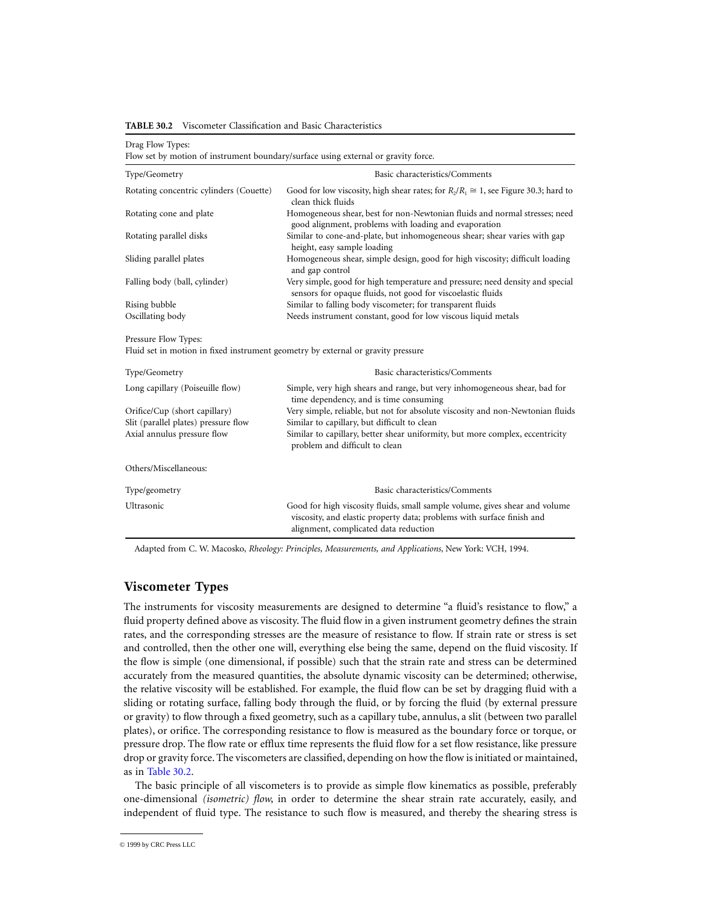**TABLE 30.2** Viscometer Classification and Basic Characteristics

| Drag Flow Types: Flow set by motion of instrument boundary/surface using external or gravity force. | |
|---|---|
| Type/Geometry | Basic characteristics/Comments |
| Rotating concentric cylinders (Couette) | Good for low viscosity, high shear rates; for $R_2/R_1 \cong 1$, see Figure 30.3; hard to clean thick fluids |
| Rotating cone and plate | Homogeneous shear, best for non-Newtonian fluids and normal stresses; need good alignment, problems with loading and evaporation |
| Rotating parallel disks | Similar to cone-and-plate, but inhomogeneous shear; shear varies with gap height, easy sample loading |
| Sliding parallel plates | Homogeneous shear, simple design, good for high viscosity; difficult loading and gap control |
| Falling body (ball, cylinder) | Very simple, good for high temperature and pressure; need density and special sensors for opaque fluids, not good for viscoelastic fluids |
| Rising bubble | Similar to falling body viscometer; for transparent fluids |
| Oscillating body | Needs instrument constant, good for low viscous liquid metals |
| **Pressure Flow Types:** Fluid set in motion in fixed instrument geometry by external or gravity pressure | |
| Type/Geometry | Basic characteristics/Comments |
| Long capillary (Poiseuille flow) | Simple, very high shears and range, but very inhomogeneous shear, bad for time dependency, and is time consuming |
| Orifice/Cup (short capillary) | Very simple, reliable, but not for absolute viscosity and non-Newtonian fluids |
| Slit (parallel plates) pressure flow | Similar to capillary, but difficult to clean |
| Axial annulus pressure flow | Similar to capillary, better shear uniformity, but more complex, eccentricity problem and difficult to clean |
| **Others/Miscellaneous:** | |
| Type/geometry | Basic characteristics/Comments |
| Ultrasonic | Good for high viscosity fluids, small sample volume, gives shear and volume viscosity, and elastic property data; problems with surface finish and alignment, complicated data reduction |

Adapted from C. W. Macosko, *Rheology: Principles, Measurements, and Applications,* New York: VCH, 1994.

## Viscometer Types

The instruments for viscosity measurements are designed to determine "a fluid's resistance to flow," a fluid property defined above as viscosity. The fluid flow in a given instrument geometry defines the strain rates, and the corresponding stresses are the measure of resistance to flow. If strain rate or stress is set and controlled, then the other one will, everything else being the same, depend on the fluid viscosity. If the flow is simple (one dimensional, if possible) such that the strain rate and stress can be determined accurately from the measured quantities, the absolute dynamic viscosity can be determined; otherwise, the relative viscosity will be established. For example, the fluid flow can be set by dragging fluid with a sliding or rotating surface, falling body through the fluid, or by forcing the fluid (by external pressure or gravity) to flow through a fixed geometry, such as a capillary tube, annulus, a slit (between two parallel plates), or orifice. The corresponding resistance to flow is measured as the boundary force or torque, or pressure drop. The flow rate or efflux time represents the fluid flow for a set flow resistance, like pressure drop or gravity force. The viscometers are classified, depending on how the flow is initiated or maintained, as in Table 30.2.

The basic principle of all viscometers is to provide as simple flow kinematics as possible, preferably one-dimensional *(isometric) flow,* in order to determine the shear strain rate accurately, easily, and independent of fluid type. The resistance to such flow is measured, and thereby the shearing stress is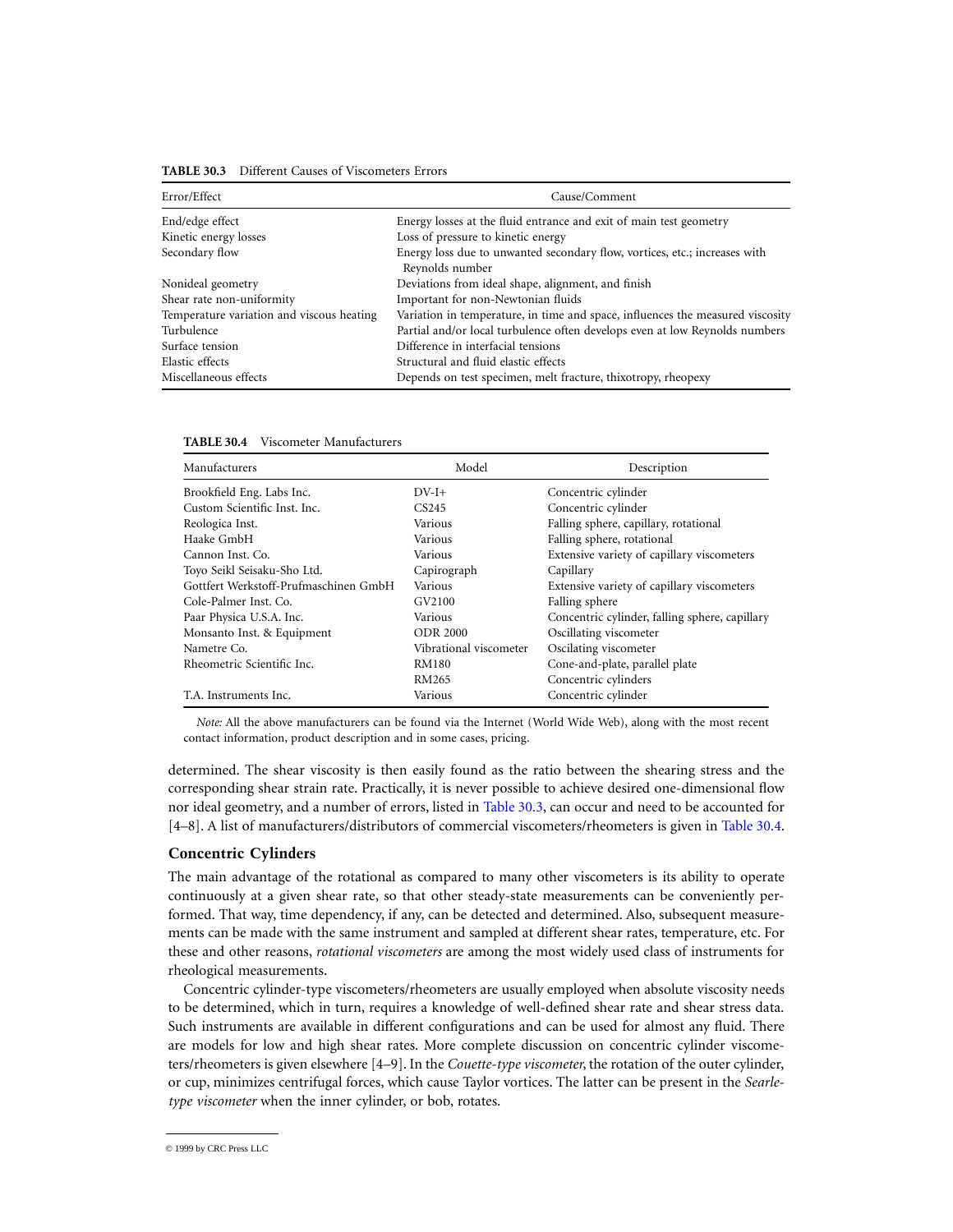**TABLE 30.3** Different Causes of Viscometers Errors

| Error/Effect | Cause/Comment |
|---|---|
| End/edge effect | Energy losses at the fluid entrance and exit of main test geometry |
| Kinetic energy losses | Loss of pressure to kinetic energy |
| Secondary flow | Energy loss due to unwanted secondary flow, vortices, etc.; increases with Reynolds number |
| Nonideal geometry | Deviations from ideal shape, alignment, and finish |
| Shear rate non-uniformity | Important for non-Newtonian fluids |
| Temperature variation and viscous heating | Variation in temperature, in time and space, influences the measured viscosity |
| Turbulence | Partial and/or local turbulence often develops even at low Reynolds numbers |
| Surface tension | Difference in interfacial tensions |
| Elastic effects | Structural and fluid elastic effects |
| Miscellaneous effects | Depends on test specimen, melt fracture, thixotropy, rheopexy |

**TABLE 30.4** Viscometer Manufacturers

| Manufacturers | Model | Description |
|---|---|---|
| Brookfield Eng. Labs Inc. | DV-I+ | Concentric cylinder |
| Custom Scientific Inst. Inc. | CS245 | Concentric cylinder |
| Reologica Inst. | Various | Falling sphere, capillary, rotational |
| Haake GmbH | Various | Falling sphere, rotational |
| Cannon Inst. Co. | Various | Extensive variety of capillary viscometers |
| Toyo Seikl Seisaku-Sho Ltd. | Capirograph | Capillary |
| Gottfert Werkstoff-Prufmaschinen GmbH | Various | Extensive variety of capillary viscometers |
| Cole-Palmer Inst. Co. | GV2100 | Falling sphere |
| Paar Physica U.S.A. Inc. | Various | Concentric cylinder, falling sphere, capillary |
| Monsanto Inst. & Equipment | ODR 2000 | Oscillating viscometer |
| Nametre Co. | Vibrational viscometer | Oscilating viscometer |
| Rheometric Scientific Inc. | RM180 | Cone-and-plate, parallel plate |
| | RM265 | Concentric cylinders |
| T.A. Instruments Inc. | Various | Concentric cylinder |

*Note:* All the above manufacturers can be found via the Internet (World Wide Web), along with the most recent contact information, product description and in some cases, pricing.

determined. The shear viscosity is then easily found as the ratio between the shearing stress and the corresponding shear strain rate. Practically, it is never possible to achieve desired one-dimensional flow nor ideal geometry, and a number of errors, listed in Table 30.3, can occur and need to be accounted for [4–8]. A list of manufacturers/distributors of commercial viscometers/rheometers is given in Table 30.4.

## Concentric Cylinders

The main advantage of the rotational as compared to many other viscometers is its ability to operate continuously at a given shear rate, so that other steady-state measurements can be conveniently performed. That way, time dependency, if any, can be detected and determined. Also, subsequent measurements can be made with the same instrument and sampled at different shear rates, temperature, etc. For these and other reasons, *rotational viscometers* are among the most widely used class of instruments for rheological measurements.

Concentric cylinder-type viscometers/rheometers are usually employed when absolute viscosity needs to be determined, which in turn, requires a knowledge of well-defined shear rate and shear stress data. Such instruments are available in different configurations and can be used for almost any fluid. There are models for low and high shear rates. More complete discussion on concentric cylinder viscometers/rheometers is given elsewhere [4–9]. In the *Couette-type viscometer*, the rotation of the outer cylinder, or cup, minimizes centrifugal forces, which cause Taylor vortices. The latter can be present in the *Searle-type viscometer* when the inner cylinder, or bob, rotates.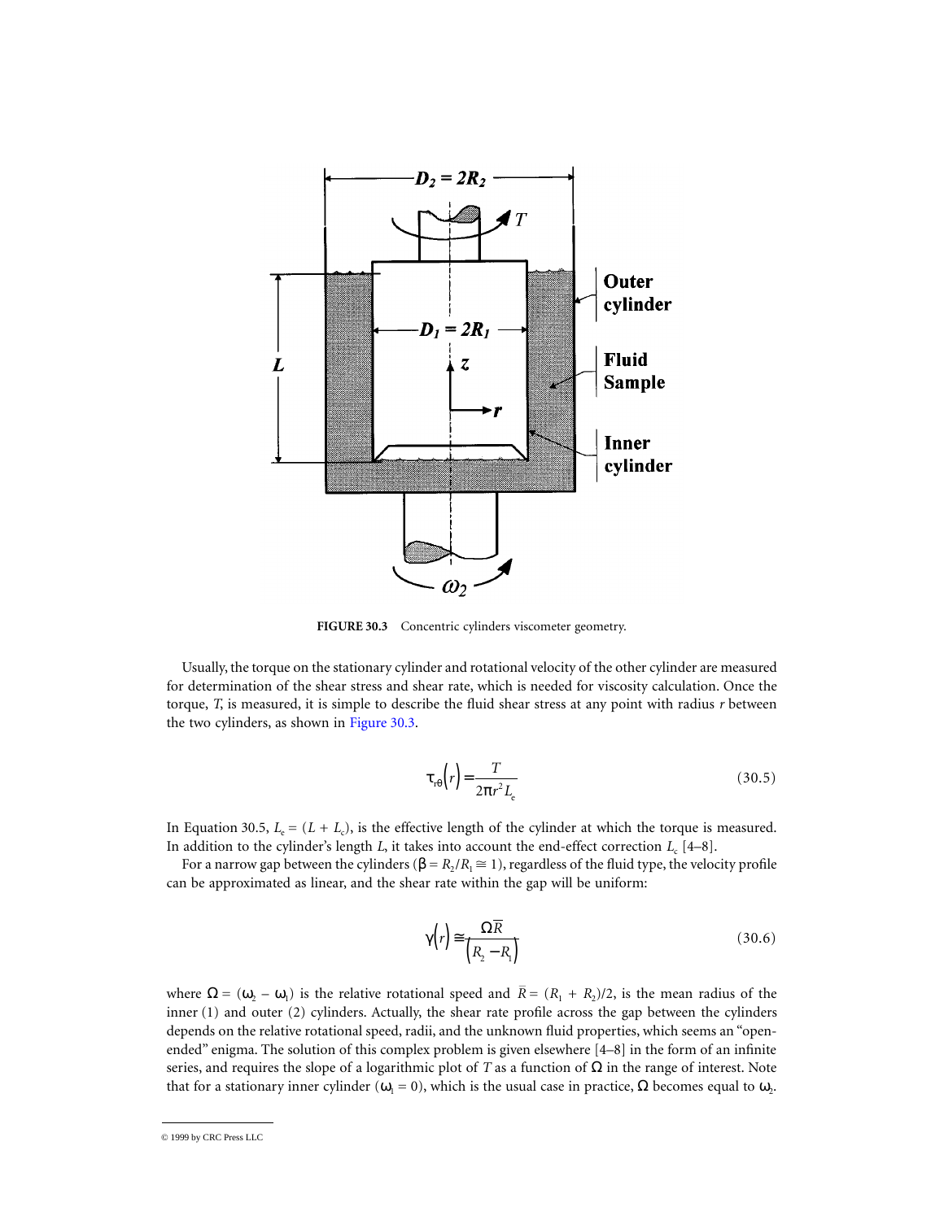**FIGURE 30.3** Concentric cylinders viscometer geometry.

Usually, the torque on the stationary cylinder and rotational velocity of the other cylinder are measured for determination of the shear stress and shear rate, which is needed for viscosity calculation. Once the torque, $T$, is measured, it is simple to describe the fluid shear stress at any point with radius $r$ between the two cylinders, as shown in Figure 30.3.

$$\tau_{r\theta}(r) = \frac{T}{2\pi r^2 L_e} \tag{30.5}$$

In Equation 30.5, $L_e = (L + L_c)$, is the effective length of the cylinder at which the torque is measured. In addition to the cylinder's length $L$, it takes into account the end-effect correction $L_c$ [4–8].

For a narrow gap between the cylinders ($\beta = R_2/R_1 \cong 1$), regardless of the fluid type, the velocity profile can be approximated as linear, and the shear rate within the gap will be uniform:

$$\gamma(r) \cong \frac{\Omega \bar{R}}{(R_2 - R_1)} \tag{30.6}$$

where $\Omega = (\omega_2 - \omega_1)$ is the relative rotational speed and $\bar{R} = (R_1 + R_2)/2$, is the mean radius of the inner (1) and outer (2) cylinders. Actually, the shear rate profile across the gap between the cylinders depends on the relative rotational speed, radii, and the unknown fluid properties, which seems an "open-ended" enigma. The solution of this complex problem is given elsewhere [4–8] in the form of an infinite series, and requires the slope of a logarithmic plot of $T$ as a function of $\Omega$ in the range of interest. Note that for a stationary inner cylinder ($\omega_1 = 0$), which is the usual case in practice, $\Omega$ becomes equal to $\omega_2$.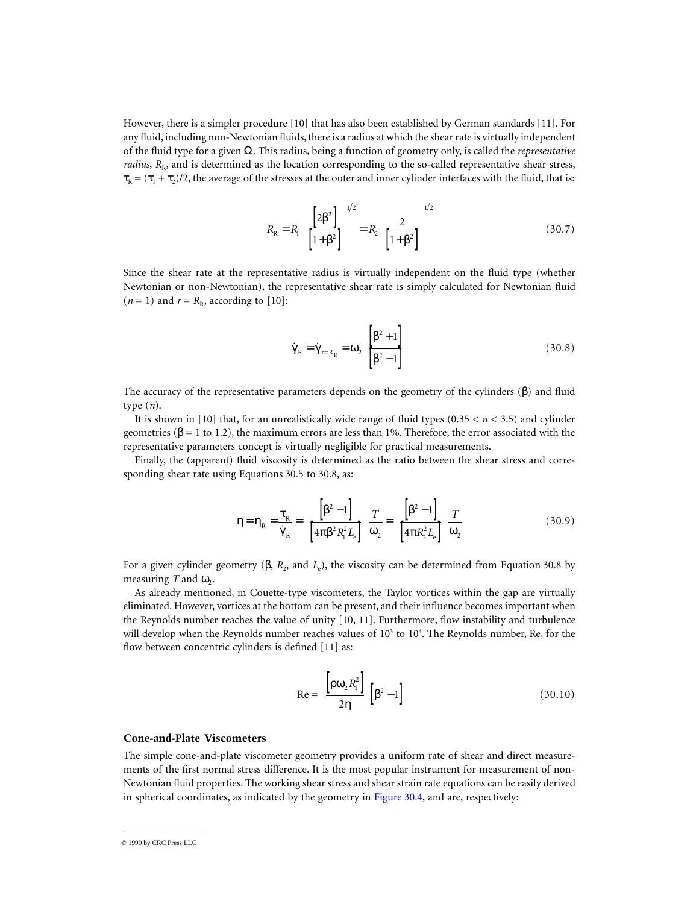However, there is a simpler procedure [10] that has also been established by German standards [11]. For any fluid, including non-Newtonian fluids, there is a radius at which the shear rate is virtually independent of the fluid type for a given $\Omega$. This radius, being a function of geometry only, is called the *representative radius*, $R_R$, and is determined as the location corresponding to the so-called representative shear stress, $\tau_R = (\tau_1 + \tau_2)/2$, the average of the stresses at the outer and inner cylinder interfaces with the fluid, that is:

$$R_R = R_1 \left[ \frac{\left[2\beta^2\right]}{\left[1+\beta^2\right]} \right]^{1/2} = R_2 \left[ \frac{2}{\left[1+\beta^2\right]} \right]^{1/2} \tag{30.7}$$

Since the shear rate at the representative radius is virtually independent on the fluid type (whether Newtonian or non-Newtonian), the representative shear rate is simply calculated for Newtonian fluid ($n = 1$) and $r = R_R$, according to [10]:

$$\dot{\gamma}_R = \dot{\gamma}_{r=R_R} = \omega_2 \frac{\left[\beta^2 + 1\right]}{\left[\beta^2 - 1\right]} \tag{30.8}$$

The accuracy of the representative parameters depends on the geometry of the cylinders ($\beta$) and fluid type ($n$).

It is shown in [10] that, for an unrealistically wide range of fluid types ($0.35 < n < 3.5$) and cylinder geometries ($\beta = 1$ to $1.2$), the maximum errors are less than 1%. Therefore, the error associated with the representative parameters concept is virtually negligible for practical measurements.

Finally, the (apparent) fluid viscosity is determined as the ratio between the shear stress and corresponding shear rate using Equations 30.5 to 30.8, as:

$$\eta = \eta_R = \frac{\tau_R}{\dot{\gamma}_R} = \frac{\left[\beta^2 - 1\right]}{\left[4\pi\beta^2 R_1^2 L_e\right]} \frac{T}{\omega_2} = \frac{\left[\beta^2 - 1\right]}{\left[4\pi R_2^2 L_e\right]} \frac{T}{\omega_2} \tag{30.9}$$

For a given cylinder geometry ($\beta$, $R_2$, and $L_e$), the viscosity can be determined from Equation 30.8 by measuring $T$ and $\omega_2$.

As already mentioned, in Couette-type viscometers, the Taylor vortices within the gap are virtually eliminated. However, vortices at the bottom can be present, and their influence becomes important when the Reynolds number reaches the value of unity [10, 11]. Furthermore, flow instability and turbulence will develop when the Reynolds number reaches values of $10^3$ to $10^4$. The Reynolds number, Re, for the flow between concentric cylinders is defined [11] as:

$$\text{Re} = \frac{\left[\rho\omega_2 R_1^2\right]}{2\eta} \left[\beta^2 - 1\right] \tag{30.10}$$

## Cone-and-Plate Viscometers

The simple cone-and-plate viscometer geometry provides a uniform rate of shear and direct measurements of the first normal stress difference. It is the most popular instrument for measurement of non-Newtonian fluid properties. The working shear stress and shear strain rate equations can be easily derived in spherical coordinates, as indicated by the geometry in Figure 30.4, and are, respectively: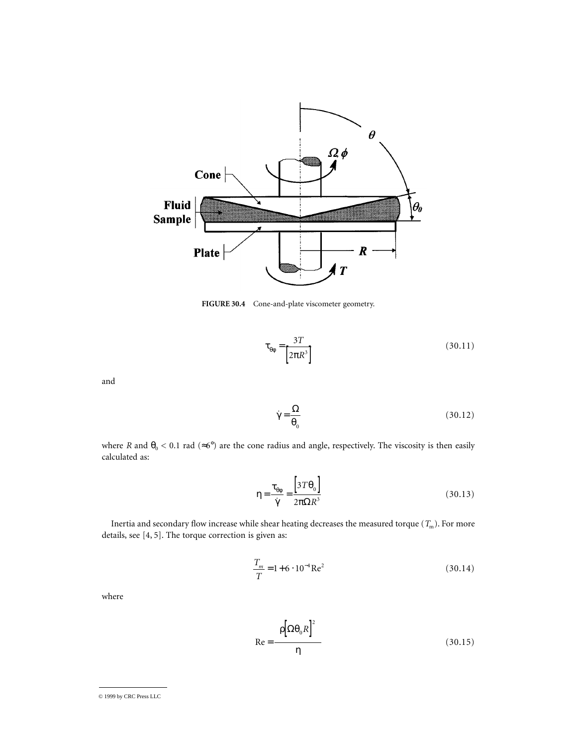FIGURE 30.4 Cone-and-plate viscometer geometry.

$$\tau_{\theta\phi} = \frac{3T}{\left[2\pi R^3\right]} \tag{30.11}$$

and

$$\dot{\gamma} = \frac{\Omega}{\theta_0} \tag{30.12}$$

where $R$ and $\theta_0 < 0.1$ rad ($\approx 6°$) are the cone radius and angle, respectively. The viscosity is then easily calculated as:

$$\eta = \frac{\tau_{\theta\phi}}{\dot{\gamma}} = \frac{\left[3T\theta_0\right]}{2\pi\Omega R^3} \tag{30.13}$$

Inertia and secondary flow increase while shear heating decreases the measured torque ($T_m$). For more details, see [4, 5]. The torque correction is given as:

$$\frac{T_m}{T} = 1 + 6 \cdot 10^{-4}\,\mathrm{Re}^2 \tag{30.14}$$

where

$$\mathrm{Re} = \frac{\rho\left[\Omega\theta_0 R\right]^2}{\eta} \tag{30.15}$$

© 1999 by CRC Press LLC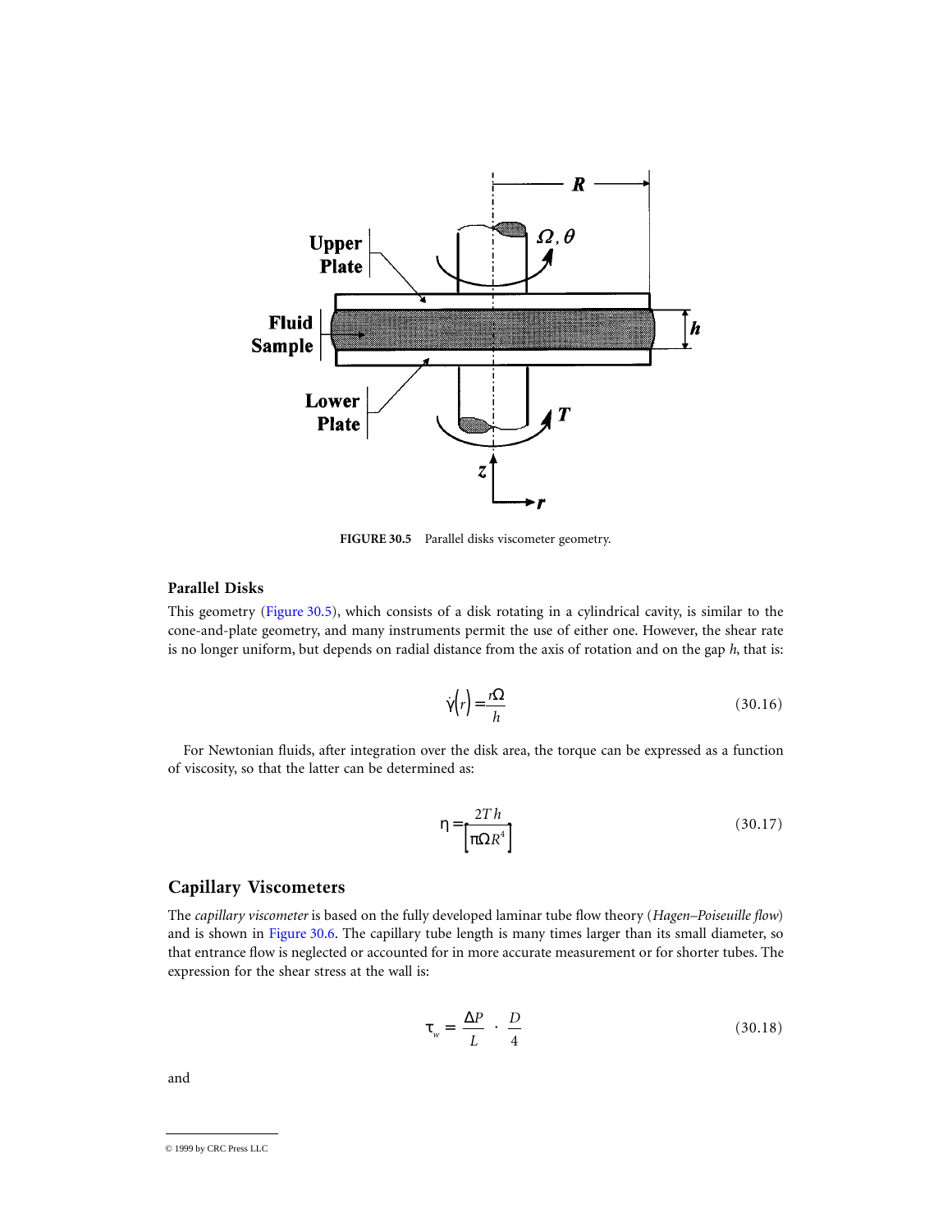FIGURE 30.5 Parallel disks viscometer geometry.

### Parallel Disks

This geometry (Figure 30.5), which consists of a disk rotating in a cylindrical cavity, is similar to the cone-and-plate geometry, and many instruments permit the use of either one. However, the shear rate is no longer uniform, but depends on radial distance from the axis of rotation and on the gap $h$, that is:

$$\dot{\gamma}(r) = \frac{r\Omega}{h} \tag{30.16}$$

For Newtonian fluids, after integration over the disk area, the torque can be expressed as a function of viscosity, so that the latter can be determined as:

$$\eta = \frac{2Th}{\left[\pi\Omega R^4\right]} \tag{30.17}$$

## Capillary Viscometers

The *capillary viscometer* is based on the fully developed laminar tube flow theory (*Hagen–Poiseuille flow*) and is shown in Figure 30.6. The capillary tube length is many times larger than its small diameter, so that entrance flow is neglected or accounted for in more accurate measurement or for shorter tubes. The expression for the shear stress at the wall is:

$$\tau_w = \frac{\Delta P}{L} \cdot \frac{D}{4} \tag{30.18}$$

and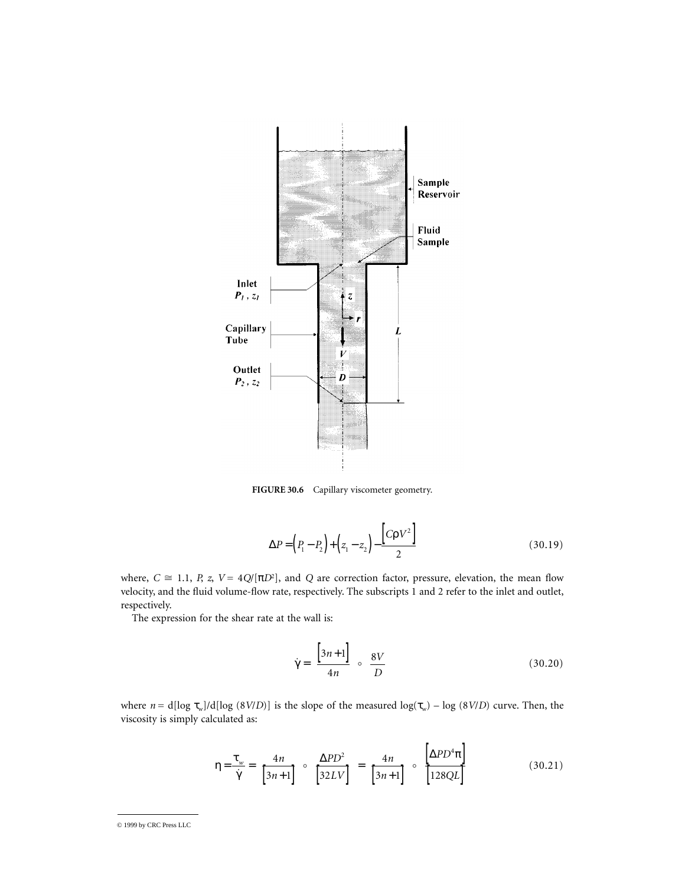FIGURE 30.6 Capillary viscometer geometry.

$$\Delta P = \left(P_1 - P_2\right) + \left(z_1 - z_2\right) - \frac{\left[C\rho V^2\right]}{2} \tag{30.19}$$

where, $C \cong 1.1$, $P$, $z$, $V = 4Q/[\pi D^2]$, and $Q$ are correction factor, pressure, elevation, the mean flow velocity, and the fluid volume-flow rate, respectively. The subscripts 1 and 2 refer to the inlet and outlet, respectively.

The expression for the shear rate at the wall is:

$$\dot{\gamma} = \frac{\left[3n+1\right]}{4n} \circ \frac{8V}{D} \tag{30.20}$$

where $n = d[\log \tau_w]/d[\log (8V/D)]$ is the slope of the measured $\log(\tau_w) - \log(8V/D)$ curve. Then, the viscosity is simply calculated as:

$$\eta = \frac{\tau_w}{\dot{\gamma}} = \frac{4n}{\left[3n+1\right]} \circ \frac{\Delta P D^2}{\left[32LV\right]} = \frac{4n}{\left[3n+1\right]} \circ \frac{\left[\Delta P D^4 \pi\right]}{\left[128QL\right]} \tag{30.21}$$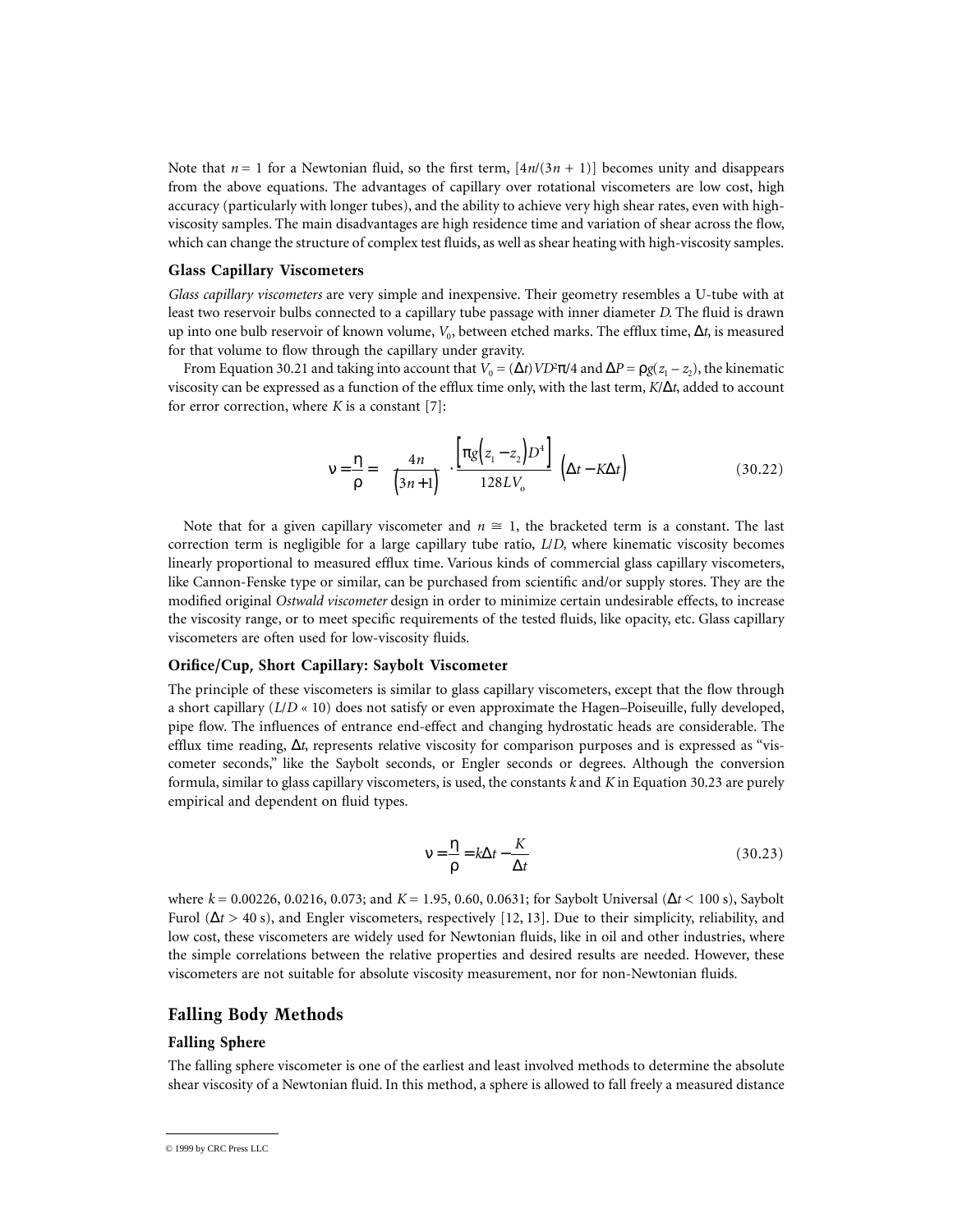Note that $n = 1$ for a Newtonian fluid, so the first term, $[4n/(3n + 1)]$ becomes unity and disappears from the above equations. The advantages of capillary over rotational viscometers are low cost, high accuracy (particularly with longer tubes), and the ability to achieve very high shear rates, even with high-viscosity samples. The main disadvantages are high residence time and variation of shear across the flow, which can change the structure of complex test fluids, as well as shear heating with high-viscosity samples.

### Glass Capillary Viscometers

*Glass capillary viscometers* are very simple and inexpensive. Their geometry resembles a U-tube with at least two reservoir bulbs connected to a capillary tube passage with inner diameter $D$. The fluid is drawn up into one bulb reservoir of known volume, $V_0$, between etched marks. The efflux time, $\Delta t$, is measured for that volume to flow through the capillary under gravity.

From Equation 30.21 and taking into account that $V_0 = (\Delta t) V D^2 \pi/4$ and $\Delta P = \rho g(z_1 - z_2)$, the kinematic viscosity can be expressed as a function of the efflux time only, with the last term, $K/\Delta t$, added to account for error correction, where $K$ is a constant [7]:

$$\nu = \frac{\eta}{\rho} = \frac{4n}{(3n+1)} \cdot \frac{\left[\pi g\left(z_1 - z_2\right)D^4\right]}{128 L V_o} \left(\Delta t - K \Delta t\right) \tag{30.22}$$

Note that for a given capillary viscometer and $n \cong 1$, the bracketed term is a constant. The last correction term is negligible for a large capillary tube ratio, $L/D$, where kinematic viscosity becomes linearly proportional to measured efflux time. Various kinds of commercial glass capillary viscometers, like Cannon-Fenske type or similar, can be purchased from scientific and/or supply stores. They are the modified original *Ostwald viscometer* design in order to minimize certain undesirable effects, to increase the viscosity range, or to meet specific requirements of the tested fluids, like opacity, etc. Glass capillary viscometers are often used for low-viscosity fluids.

### Orifice/Cup, Short Capillary: Saybolt Viscometer

The principle of these viscometers is similar to glass capillary viscometers, except that the flow through a short capillary ($L/D \ll 10$) does not satisfy or even approximate the Hagen–Poiseuille, fully developed, pipe flow. The influences of entrance end-effect and changing hydrostatic heads are considerable. The efflux time reading, $\Delta t$, represents relative viscosity for comparison purposes and is expressed as "viscometer seconds," like the Saybolt seconds, or Engler seconds or degrees. Although the conversion formula, similar to glass capillary viscometers, is used, the constants $k$ and $K$ in Equation 30.23 are purely empirical and dependent on fluid types.

$$\nu = \frac{\eta}{\rho} = k\Delta t - \frac{K}{\Delta t} \tag{30.23}$$

where $k$ = 0.00226, 0.0216, 0.073; and $K$ = 1.95, 0.60, 0.0631; for Saybolt Universal ($\Delta t < 100$ s), Saybolt Furol ($\Delta t > 40$ s), and Engler viscometers, respectively [12, 13]. Due to their simplicity, reliability, and low cost, these viscometers are widely used for Newtonian fluids, like in oil and other industries, where the simple correlations between the relative properties and desired results are needed. However, these viscometers are not suitable for absolute viscosity measurement, nor for non-Newtonian fluids.

## Falling Body Methods

### Falling Sphere

The falling sphere viscometer is one of the earliest and least involved methods to determine the absolute shear viscosity of a Newtonian fluid. In this method, a sphere is allowed to fall freely a measured distance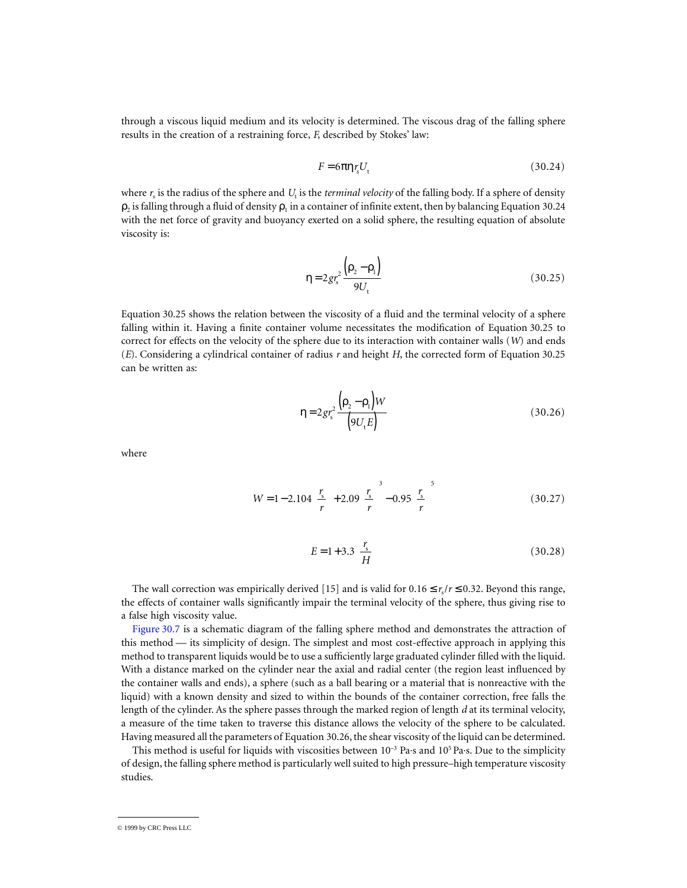through a viscous liquid medium and its velocity is determined. The viscous drag of the falling sphere results in the creation of a restraining force, $F$, described by Stokes' law:

$$F = 6\pi\eta r_s U_t \tag{30.24}$$

where $r_s$ is the radius of the sphere and $U_t$ is the *terminal velocity* of the falling body. If a sphere of density $\rho_2$ is falling through a fluid of density $\rho_1$ in a container of infinite extent, then by balancing Equation 30.24 with the net force of gravity and buoyancy exerted on a solid sphere, the resulting equation of absolute viscosity is:

$$\eta = 2gr_s^2 \frac{\left(\rho_2 - \rho_1\right)}{9U_t} \tag{30.25}$$

Equation 30.25 shows the relation between the viscosity of a fluid and the terminal velocity of a sphere falling within it. Having a finite container volume necessitates the modification of Equation 30.25 to correct for effects on the velocity of the sphere due to its interaction with container walls ($W$) and ends ($E$). Considering a cylindrical container of radius $r$ and height $H$, the corrected form of Equation 30.25 can be written as:

$$\eta = 2gr_s^2 \frac{\left(\rho_2 - \rho_1\right)W}{\left(9U_t E\right)} \tag{30.26}$$

where

$$W = 1 - 2.104\left(\frac{r_s}{r}\right) + 2.09\left(\frac{r_s}{r}\right)^3 - 0.95\left(\frac{r_s}{r}\right)^5 \tag{30.27}$$

$$E = 1 + 3.3\left(\frac{r_s}{H}\right) \tag{30.28}$$

The wall correction was empirically derived [15] and is valid for $0.16 \le r_s/r \le 0.32$. Beyond this range, the effects of container walls significantly impair the terminal velocity of the sphere, thus giving rise to a false high viscosity value.

Figure 30.7 is a schematic diagram of the falling sphere method and demonstrates the attraction of this method — its simplicity of design. The simplest and most cost-effective approach in applying this method to transparent liquids would be to use a sufficiently large graduated cylinder filled with the liquid. With a distance marked on the cylinder near the axial and radial center (the region least influenced by the container walls and ends), a sphere (such as a ball bearing or a material that is nonreactive with the liquid) with a known density and sized to within the bounds of the container correction, free falls the length of the cylinder. As the sphere passes through the marked region of length $d$ at its terminal velocity, a measure of the time taken to traverse this distance allows the velocity of the sphere to be calculated. Having measured all the parameters of Equation 30.26, the shear viscosity of the liquid can be determined.

This method is useful for liquids with viscosities between $10^{-3}$ Pa·s and $10^{5}$ Pa·s. Due to the simplicity of design, the falling sphere method is particularly well suited to high pressure–high temperature viscosity studies.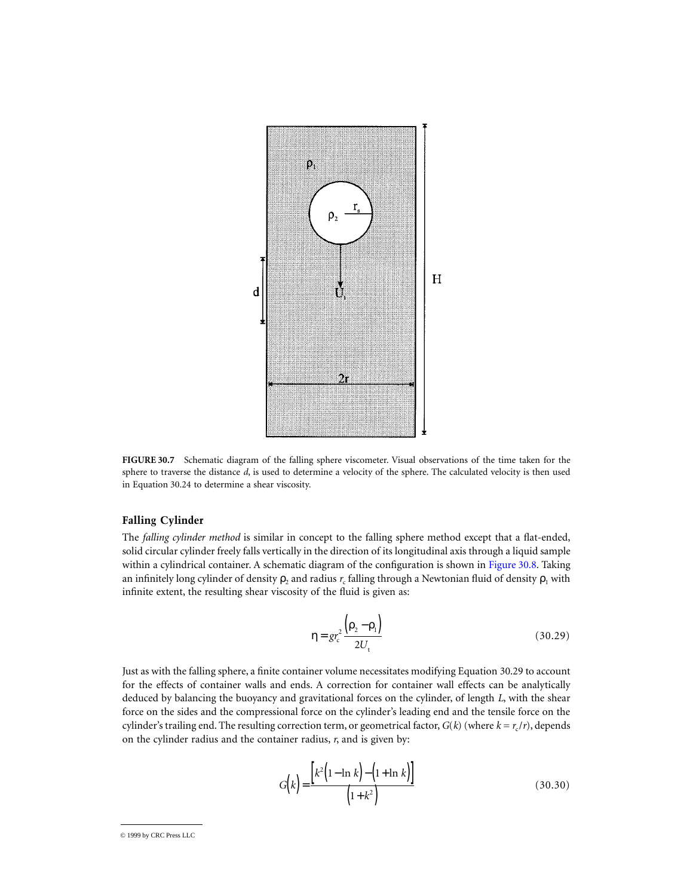**FIGURE 30.7** Schematic diagram of the falling sphere viscometer. Visual observations of the time taken for the sphere to traverse the distance *d*, is used to determine a velocity of the sphere. The calculated velocity is then used in Equation 30.24 to determine a shear viscosity.

### Falling Cylinder

The *falling cylinder method* is similar in concept to the falling sphere method except that a flat-ended, solid circular cylinder freely falls vertically in the direction of its longitudinal axis through a liquid sample within a cylindrical container. A schematic diagram of the configuration is shown in Figure 30.8. Taking an infinitely long cylinder of density $\rho_2$ and radius $r_c$ falling through a Newtonian fluid of density $\rho_1$ with infinite extent, the resulting shear viscosity of the fluid is given as:

$$\eta = g r_c^2 \frac{\left(\rho_2 - \rho_1\right)}{2U_t} \tag{30.29}$$

Just as with the falling sphere, a finite container volume necessitates modifying Equation 30.29 to account for the effects of container walls and ends. A correction for container wall effects can be analytically deduced by balancing the buoyancy and gravitational forces on the cylinder, of length *L*, with the shear force on the sides and the compressional force on the cylinder's leading end and the tensile force on the cylinder's trailing end. The resulting correction term, or geometrical factor, $G(k)$ (where $k = r_c/r$), depends on the cylinder radius and the container radius, *r*, and is given by:

$$G\left(k\right) = \frac{\left[k^2\left(1 - \ln k\right) - \left(1 + \ln k\right)\right]}{\left(1 + k^2\right)} \tag{30.30}$$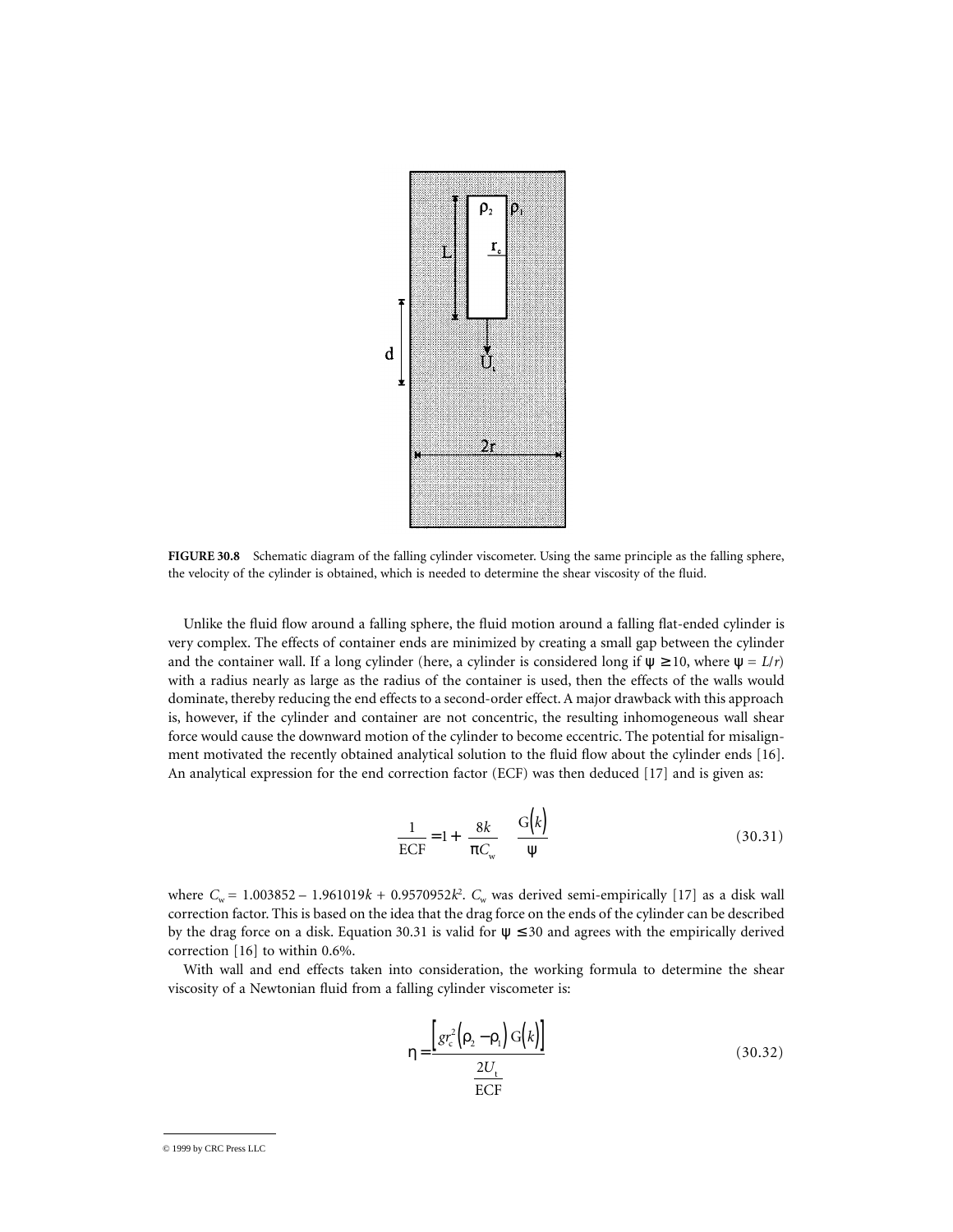**FIGURE 30.8** Schematic diagram of the falling cylinder viscometer. Using the same principle as the falling sphere, the velocity of the cylinder is obtained, which is needed to determine the shear viscosity of the fluid.

Unlike the fluid flow around a falling sphere, the fluid motion around a falling flat-ended cylinder is very complex. The effects of container ends are minimized by creating a small gap between the cylinder and the container wall. If a long cylinder (here, a cylinder is considered long if $\psi \geq 10$, where $\psi = L/r$) with a radius nearly as large as the radius of the container is used, then the effects of the walls would dominate, thereby reducing the end effects to a second-order effect. A major drawback with this approach is, however, if the cylinder and container are not concentric, the resulting inhomogeneous wall shear force would cause the downward motion of the cylinder to become eccentric. The potential for misalignment motivated the recently obtained analytical solution to the fluid flow about the cylinder ends [16]. An analytical expression for the end correction factor (ECF) was then deduced [17] and is given as:

$$\frac{1}{\text{ECF}} = 1 + \frac{8k}{\pi C_w} \frac{G(k)}{\psi} \tag{30.31}$$

where $C_w = 1.003852 - 1.961019k + 0.9570952k^2$. $C_w$ was derived semi-empirically [17] as a disk wall correction factor. This is based on the idea that the drag force on the ends of the cylinder can be described by the drag force on a disk. Equation 30.31 is valid for $\psi \leq 30$ and agrees with the empirically derived correction [16] to within 0.6%.

With wall and end effects taken into consideration, the working formula to determine the shear viscosity of a Newtonian fluid from a falling cylinder viscometer is:

$$\eta = \frac{\left[ g r_c^2 \left( \rho_2 - \rho_1 \right) G\left(k\right) \right]}{\dfrac{2U_t}{\text{ECF}}} \tag{30.32}$$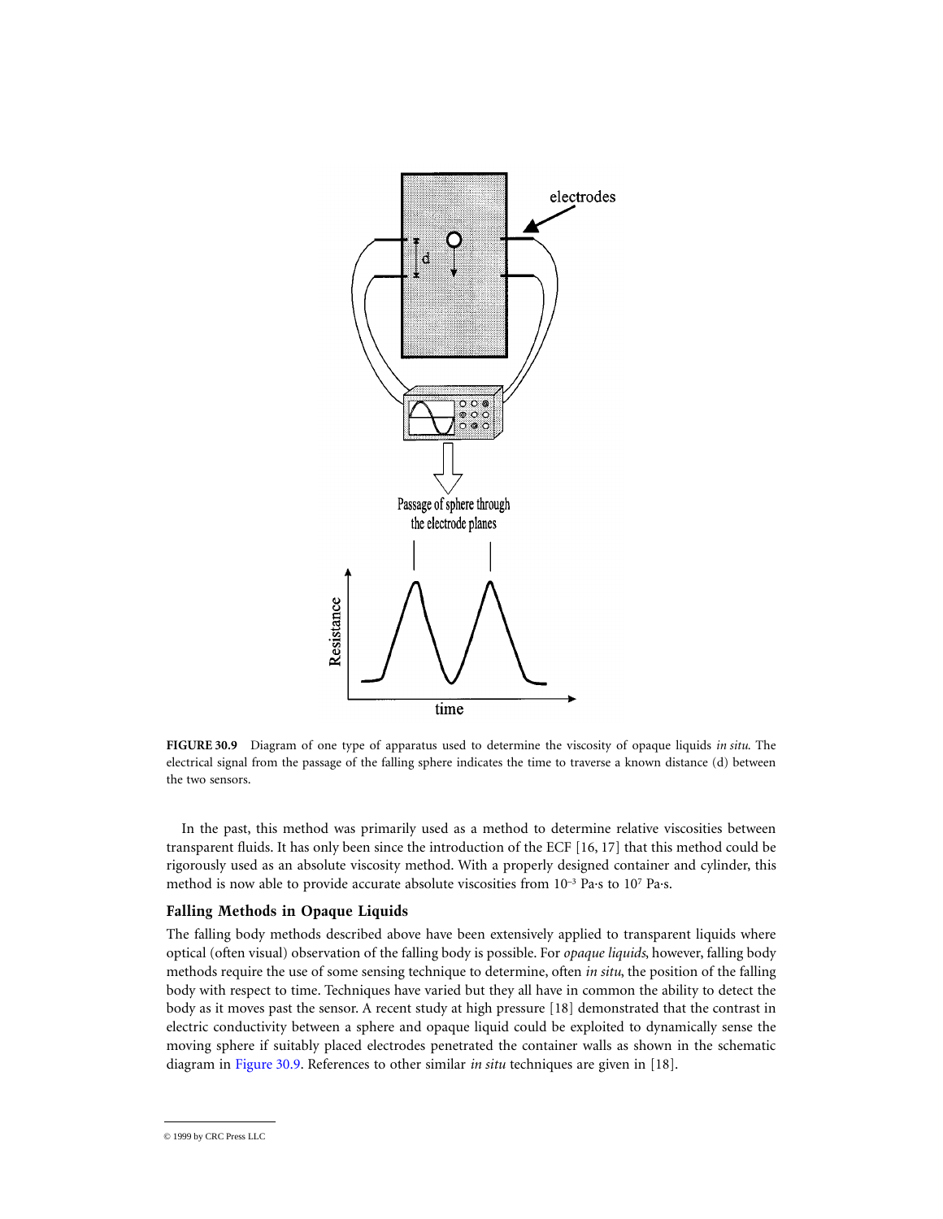**FIGURE 30.9** Diagram of one type of apparatus used to determine the viscosity of opaque liquids *in situ*. The electrical signal from the passage of the falling sphere indicates the time to traverse a known distance (d) between the two sensors.

In the past, this method was primarily used as a method to determine relative viscosities between transparent fluids. It has only been since the introduction of the ECF [16, 17] that this method could be rigorously used as an absolute viscosity method. With a properly designed container and cylinder, this method is now able to provide accurate absolute viscosities from $10^{-3}$ Pa·s to $10^{7}$ Pa·s.

### Falling Methods in Opaque Liquids

The falling body methods described above have been extensively applied to transparent liquids where optical (often visual) observation of the falling body is possible. For *opaque liquids*, however, falling body methods require the use of some sensing technique to determine, often *in situ*, the position of the falling body with respect to time. Techniques have varied but they all have in common the ability to detect the body as it moves past the sensor. A recent study at high pressure [18] demonstrated that the contrast in electric conductivity between a sphere and opaque liquid could be exploited to dynamically sense the moving sphere if suitably placed electrodes penetrated the container walls as shown in the schematic diagram in Figure 30.9. References to other similar *in situ* techniques are given in [18].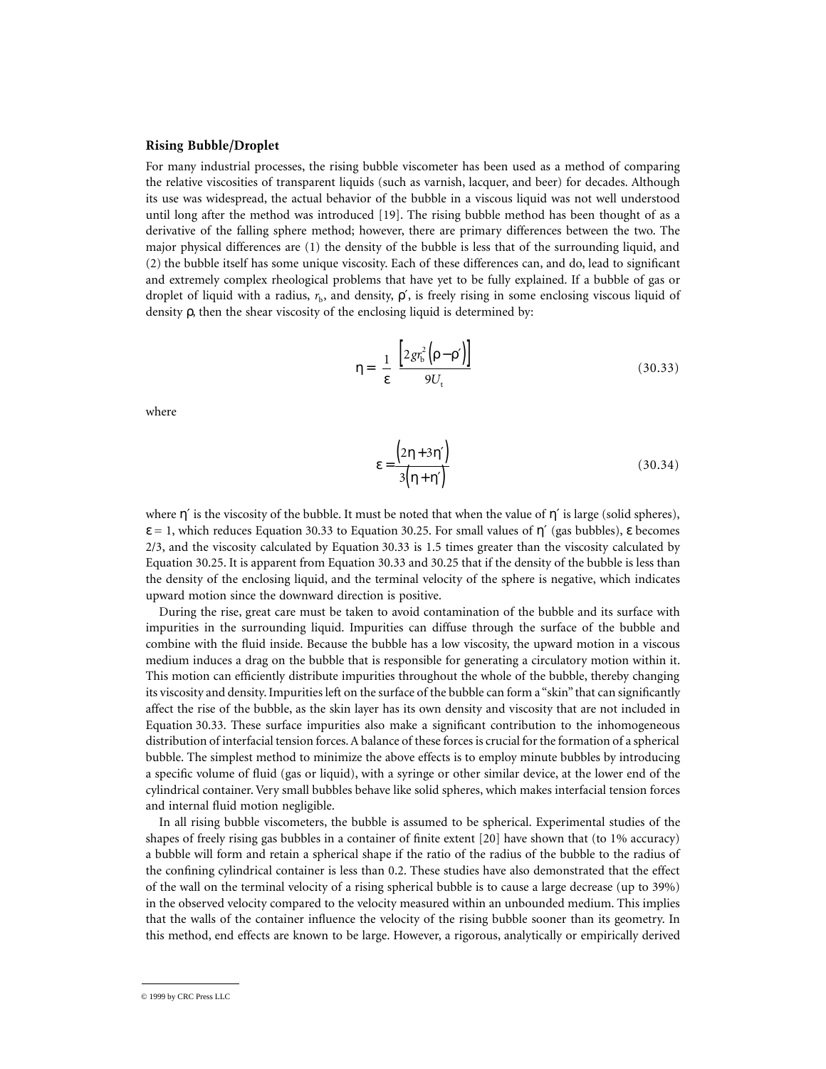### Rising Bubble/Droplet

For many industrial processes, the rising bubble viscometer has been used as a method of comparing the relative viscosities of transparent liquids (such as varnish, lacquer, and beer) for decades. Although its use was widespread, the actual behavior of the bubble in a viscous liquid was not well understood until long after the method was introduced [19]. The rising bubble method has been thought of as a derivative of the falling sphere method; however, there are primary differences between the two. The major physical differences are (1) the density of the bubble is less that of the surrounding liquid, and (2) the bubble itself has some unique viscosity. Each of these differences can, and do, lead to significant and extremely complex rheological problems that have yet to be fully explained. If a bubble of gas or droplet of liquid with a radius, $r_b$, and density, $\rho'$, is freely rising in some enclosing viscous liquid of density $\rho$, then the shear viscosity of the enclosing liquid is determined by:

$$\eta = \frac{1}{\varepsilon} \frac{\left[2gr_b^2\left(\rho - \rho'\right)\right]}{9U_t} \tag{30.33}$$

where

$$\varepsilon = \frac{\left(2\eta + 3\eta'\right)}{3\left(\eta + \eta'\right)} \tag{30.34}$$

where $\eta'$ is the viscosity of the bubble. It must be noted that when the value of $\eta'$ is large (solid spheres), $\varepsilon = 1$, which reduces Equation 30.33 to Equation 30.25. For small values of $\eta'$ (gas bubbles), $\varepsilon$ becomes 2/3, and the viscosity calculated by Equation 30.33 is 1.5 times greater than the viscosity calculated by Equation 30.25. It is apparent from Equation 30.33 and 30.25 that if the density of the bubble is less than the density of the enclosing liquid, and the terminal velocity of the sphere is negative, which indicates upward motion since the downward direction is positive.

During the rise, great care must be taken to avoid contamination of the bubble and its surface with impurities in the surrounding liquid. Impurities can diffuse through the surface of the bubble and combine with the fluid inside. Because the bubble has a low viscosity, the upward motion in a viscous medium induces a drag on the bubble that is responsible for generating a circulatory motion within it. This motion can efficiently distribute impurities throughout the whole of the bubble, thereby changing its viscosity and density. Impurities left on the surface of the bubble can form a "skin" that can significantly affect the rise of the bubble, as the skin layer has its own density and viscosity that are not included in Equation 30.33. These surface impurities also make a significant contribution to the inhomogeneous distribution of interfacial tension forces. A balance of these forces is crucial for the formation of a spherical bubble. The simplest method to minimize the above effects is to employ minute bubbles by introducing a specific volume of fluid (gas or liquid), with a syringe or other similar device, at the lower end of the cylindrical container. Very small bubbles behave like solid spheres, which makes interfacial tension forces and internal fluid motion negligible.

In all rising bubble viscometers, the bubble is assumed to be spherical. Experimental studies of the shapes of freely rising gas bubbles in a container of finite extent [20] have shown that (to 1% accuracy) a bubble will form and retain a spherical shape if the ratio of the radius of the bubble to the radius of the confining cylindrical container is less than 0.2. These studies have also demonstrated that the effect of the wall on the terminal velocity of a rising spherical bubble is to cause a large decrease (up to 39%) in the observed velocity compared to the velocity measured within an unbounded medium. This implies that the walls of the container influence the velocity of the rising bubble sooner than its geometry. In this method, end effects are known to be large. However, a rigorous, analytically or empirically derived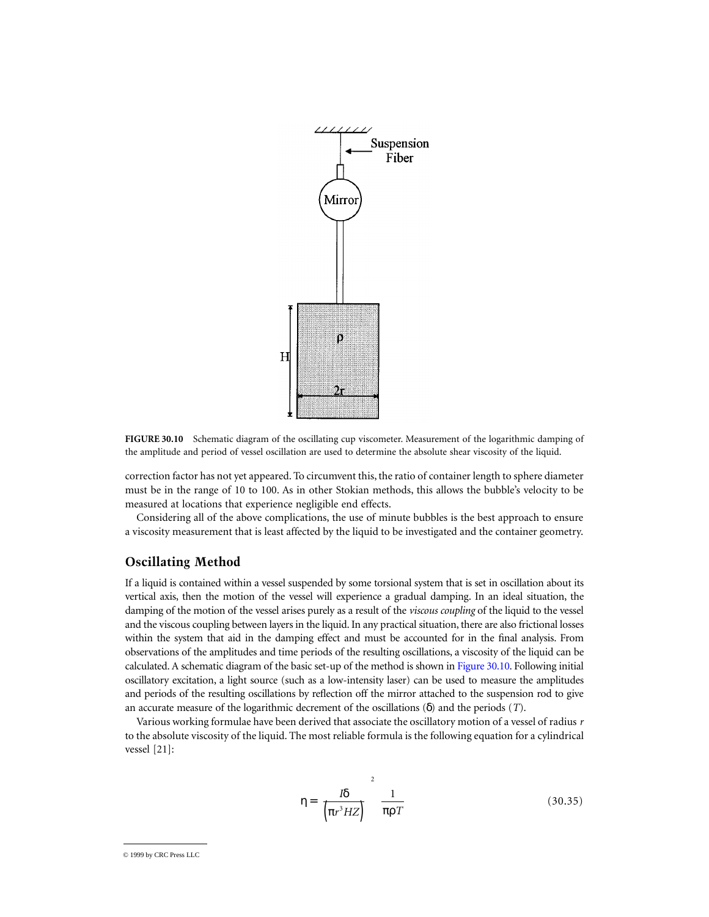Suspension Fiber

Mirror

H

ρ

2r

**FIGURE 30.10** Schematic diagram of the oscillating cup viscometer. Measurement of the logarithmic damping of the amplitude and period of vessel oscillation are used to determine the absolute shear viscosity of the liquid.

correction factor has not yet appeared. To circumvent this, the ratio of container length to sphere diameter must be in the range of 10 to 100. As in other Stokian methods, this allows the bubble's velocity to be measured at locations that experience negligible end effects.

Considering all of the above complications, the use of minute bubbles is the best approach to ensure a viscosity measurement that is least affected by the liquid to be investigated and the container geometry.

## Oscillating Method

If a liquid is contained within a vessel suspended by some torsional system that is set in oscillation about its vertical axis, then the motion of the vessel will experience a gradual damping. In an ideal situation, the damping of the motion of the vessel arises purely as a result of the *viscous coupling* of the liquid to the vessel and the viscous coupling between layers in the liquid. In any practical situation, there are also frictional losses within the system that aid in the damping effect and must be accounted for in the final analysis. From observations of the amplitudes and time periods of the resulting oscillations, a viscosity of the liquid can be calculated. A schematic diagram of the basic set-up of the method is shown in Figure 30.10. Following initial oscillatory excitation, a light source (such as a low-intensity laser) can be used to measure the amplitudes and periods of the resulting oscillations by reflection off the mirror attached to the suspension rod to give an accurate measure of the logarithmic decrement of the oscillations ($\delta$) and the periods ($T$).

Various working formulae have been derived that associate the oscillatory motion of a vessel of radius $r$ to the absolute viscosity of the liquid. The most reliable formula is the following equation for a cylindrical vessel [21]:

$$\eta = \left(\frac{I\delta}{\left(\pi r^3 HZ\right)}\right)^2 \frac{1}{\pi\rho T} \tag{30.35}$$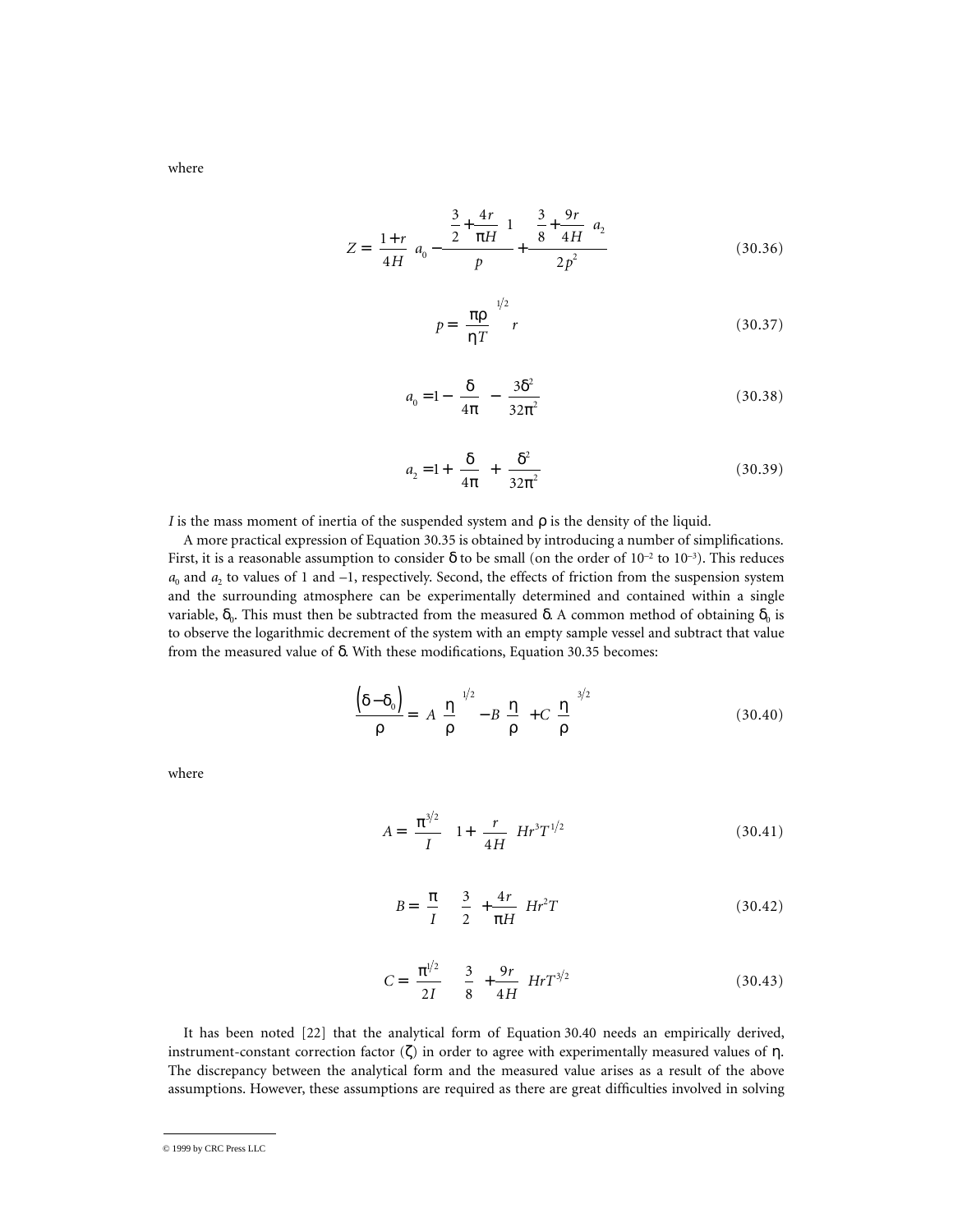where

$$Z = \left(\frac{1+r}{4H}\right)a_0 - \frac{\left(\frac{3}{2}+\frac{4r}{\pi H}\right)1}{p} + \frac{\left(\frac{3}{8}+\frac{9r}{4H}\right)a_2}{2p^2} \tag{30.36}$$

$$p = \left(\frac{\pi\rho}{\eta T}\right)^{1/2} r \tag{30.37}$$

$$a_0 = 1 - \left(\frac{\delta}{4\pi}\right) - \left(\frac{3\delta^2}{32\pi^2}\right) \tag{30.38}$$

$$a_2 = 1 + \left(\frac{\delta}{4\pi}\right) + \left(\frac{\delta^2}{32\pi^2}\right) \tag{30.39}$$

$I$ is the mass moment of inertia of the suspended system and $\rho$ is the density of the liquid.

A more practical expression of Equation 30.35 is obtained by introducing a number of simplifications. First, it is a reasonable assumption to consider $\delta$ to be small (on the order of $10^{-2}$ to $10^{-3}$). This reduces $a_0$ and $a_2$ to values of 1 and –1, respectively. Second, the effects of friction from the suspension system and the surrounding atmosphere can be experimentally determined and contained within a single variable, $\delta_0$. This must then be subtracted from the measured $\delta$. A common method of obtaining $\delta_0$ is to observe the logarithmic decrement of the system with an empty sample vessel and subtract that value from the measured value of $\delta$. With these modifications, Equation 30.35 becomes:

$$\frac{\left(\delta - \delta_0\right)}{\rho} = A\left(\frac{\eta}{\rho}\right)^{1/2} - B\left(\frac{\eta}{\rho}\right) + C\left(\frac{\eta}{\rho}\right)^{3/2} \tag{30.40}$$

where

$$A = \left(\frac{\pi^{3/2}}{I}\right)\left(1 + \left(\frac{r}{4H}\right)\right)Hr^3T^{1/2} \tag{30.41}$$

$$B = \left(\frac{\pi}{I}\right)\left(\left(\frac{3}{2}\right) + \frac{4r}{\pi H}\right)Hr^2T \tag{30.42}$$

$$C = \left(\frac{\pi^{1/2}}{2I}\right)\left(\left(\frac{3}{8}\right) + \frac{9r}{4H}\right)HrT^{3/2} \tag{30.43}$$

It has been noted [22] that the analytical form of Equation 30.40 needs an empirically derived, instrument-constant correction factor ($\zeta$) in order to agree with experimentally measured values of $\eta$. The discrepancy between the analytical form and the measured value arises as a result of the above assumptions. However, these assumptions are required as there are great difficulties involved in solving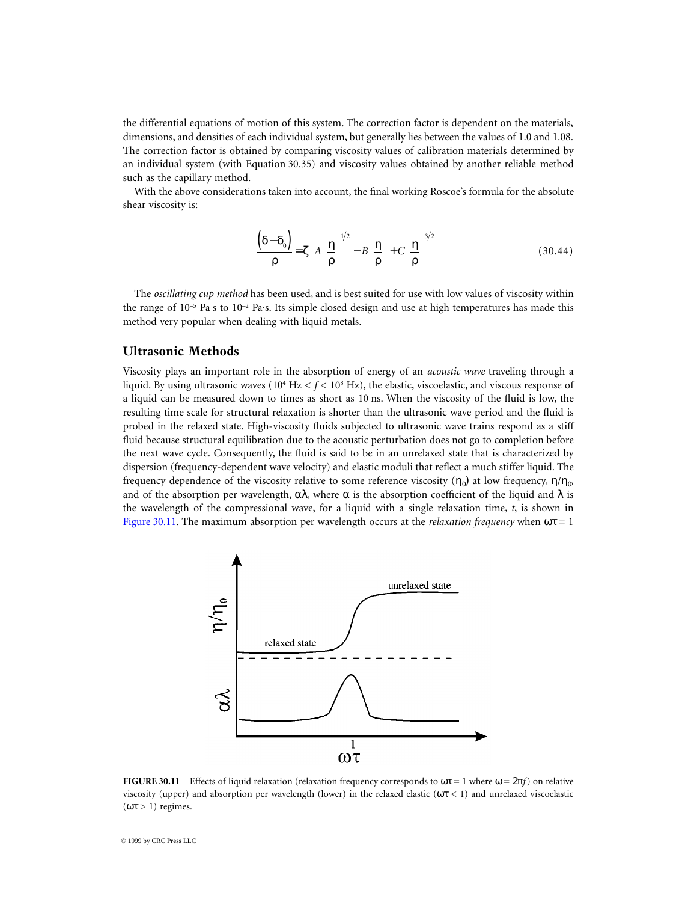the differential equations of motion of this system. The correction factor is dependent on the materials, dimensions, and densities of each individual system, but generally lies between the values of 1.0 and 1.08. The correction factor is obtained by comparing viscosity values of calibration materials determined by an individual system (with Equation 30.35) and viscosity values obtained by another reliable method such as the capillary method.

With the above considerations taken into account, the final working Roscoe's formula for the absolute shear viscosity is:

$$\frac{\left(\delta - \delta_0\right)}{\rho} = \zeta \left[ A \left(\frac{\eta}{\rho}\right)^{1/2} - B \left(\frac{\eta}{\rho}\right) + C \left(\frac{\eta}{\rho}\right)^{3/2} \right] \tag{30.44}$$

The *oscillating cup method* has been used, and is best suited for use with low values of viscosity within the range of $10^{-5}$ Pa s to $10^{-2}$ Pa·s. Its simple closed design and use at high temperatures has made this method very popular when dealing with liquid metals.

## Ultrasonic Methods

Viscosity plays an important role in the absorption of energy of an *acoustic wave* traveling through a liquid. By using ultrasonic waves ($10^4$ Hz $< f <$ $10^8$ Hz), the elastic, viscoelastic, and viscous response of a liquid can be measured down to times as short as 10 ns. When the viscosity of the fluid is low, the resulting time scale for structural relaxation is shorter than the ultrasonic wave period and the fluid is probed in the relaxed state. High-viscosity fluids subjected to ultrasonic wave trains respond as a stiff fluid because structural equilibration due to the acoustic perturbation does not go to completion before the next wave cycle. Consequently, the fluid is said to be in an unrelaxed state that is characterized by dispersion (frequency-dependent wave velocity) and elastic moduli that reflect a much stiffer liquid. The frequency dependence of the viscosity relative to some reference viscosity ($\eta_0$) at low frequency, $\eta/\eta_0$, and of the absorption per wavelength, $\alpha\lambda$, where $\alpha$ is the absorption coefficient of the liquid and $\lambda$ is the wavelength of the compressional wave, for a liquid with a single relaxation time, $t$, is shown in Figure 30.11. The maximum absorption per wavelength occurs at the *relaxation frequency* when $\omega\tau = 1$

**FIGURE 30.11** Effects of liquid relaxation (relaxation frequency corresponds to $\omega\tau = 1$ where $\omega = 2\pi f$) on relative viscosity (upper) and absorption per wavelength (lower) in the relaxed elastic ($\omega\tau < 1$) and unrelaxed viscoelastic ($\omega\tau > 1$) regimes.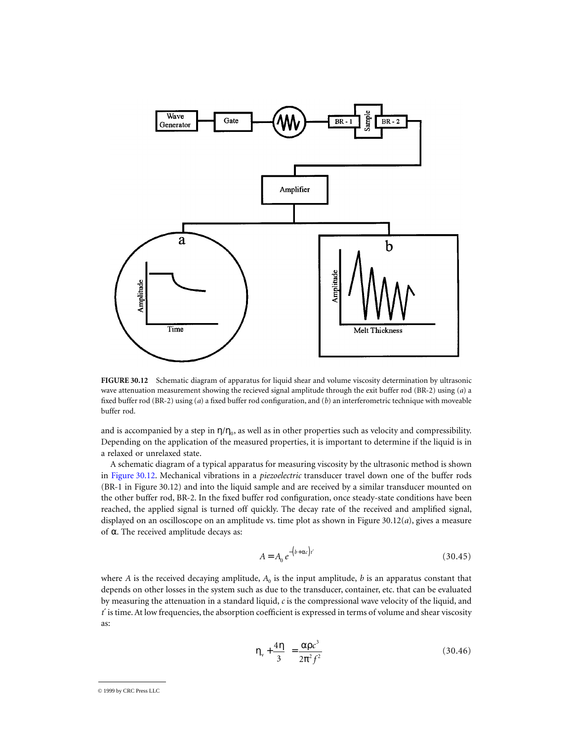**FIGURE 30.12** Schematic diagram of apparatus for liquid shear and volume viscosity determination by ultrasonic wave attenuation measurement showing the recieved signal amplitude through the exit buffer rod (BR-2) using (*a*) a fixed buffer rod (BR-2) using (*a*) a fixed buffer rod configuration, and (*b*) an interferometric technique with moveable buffer rod.

and is accompanied by a step in $\eta/\eta_0$, as well as in other properties such as velocity and compressibility. Depending on the application of the measured properties, it is important to determine if the liquid is in a relaxed or unrelaxed state.

A schematic diagram of a typical apparatus for measuring viscosity by the ultrasonic method is shown in Figure 30.12. Mechanical vibrations in a *piezoelectric* transducer travel down one of the buffer rods (BR-1 in Figure 30.12) and into the liquid sample and are received by a similar transducer mounted on the other buffer rod, BR-2. In the fixed buffer rod configuration, once steady-state conditions have been reached, the applied signal is turned off quickly. The decay rate of the received and amplified signal, displayed on an oscilloscope on an amplitude vs. time plot as shown in Figure 30.12(*a*), gives a measure of $\alpha$. The received amplitude decays as:

$$A = A_0 e^{-(b+\alpha c)t'} \tag{30.45}$$

where $A$ is the received decaying amplitude, $A_0$ is the input amplitude, $b$ is an apparatus constant that depends on other losses in the system such as due to the transducer, container, etc. that can be evaluated by measuring the attenuation in a standard liquid, $c$ is the compressional wave velocity of the liquid, and $t'$ is time. At low frequencies, the absorption coefficient is expressed in terms of volume and shear viscosity as:

$$\eta_v + \frac{4\eta}{3} = \frac{\alpha \rho c^3}{2\pi^2 f^2} \tag{30.46}$$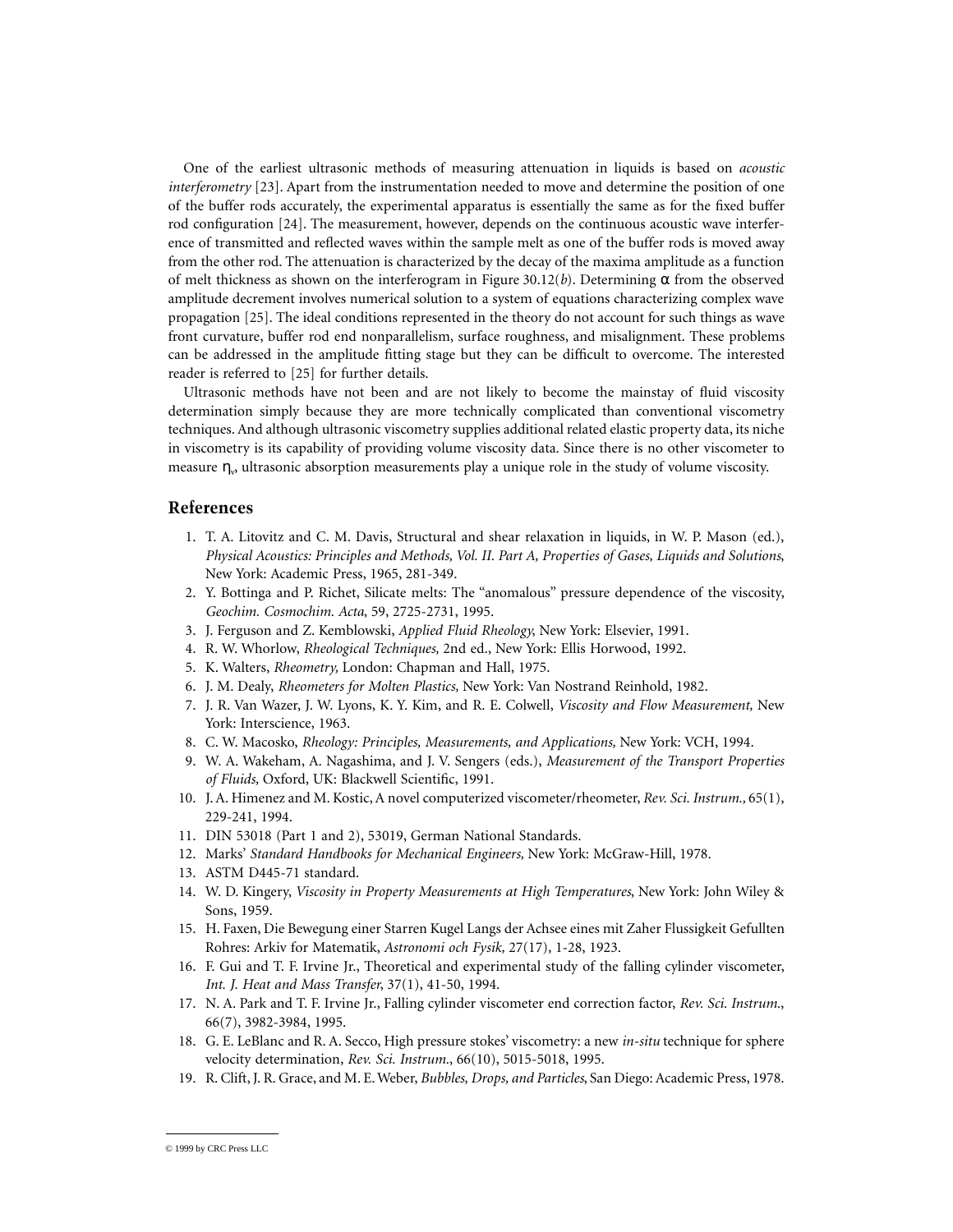One of the earliest ultrasonic methods of measuring attenuation in liquids is based on *acoustic interferometry* [23]. Apart from the instrumentation needed to move and determine the position of one of the buffer rods accurately, the experimental apparatus is essentially the same as for the fixed buffer rod configuration [24]. The measurement, however, depends on the continuous acoustic wave interference of transmitted and reflected waves within the sample melt as one of the buffer rods is moved away from the other rod. The attenuation is characterized by the decay of the maxima amplitude as a function of melt thickness as shown on the interferogram in Figure 30.12(*b*). Determining $\alpha$ from the observed amplitude decrement involves numerical solution to a system of equations characterizing complex wave propagation [25]. The ideal conditions represented in the theory do not account for such things as wave front curvature, buffer rod end nonparallelism, surface roughness, and misalignment. These problems can be addressed in the amplitude fitting stage but they can be difficult to overcome. The interested reader is referred to [25] for further details.

Ultrasonic methods have not been and are not likely to become the mainstay of fluid viscosity determination simply because they are more technically complicated than conventional viscometry techniques. And although ultrasonic viscometry supplies additional related elastic property data, its niche in viscometry is its capability of providing volume viscosity data. Since there is no other viscometer to measure $\eta_v$, ultrasonic absorption measurements play a unique role in the study of volume viscosity.

## References

1. T. A. Litovitz and C. M. Davis, Structural and shear relaxation in liquids, in W. P. Mason (ed.), *Physical Acoustics: Principles and Methods, Vol. II. Part A, Properties of Gases, Liquids and Solutions*, New York: Academic Press, 1965, 281-349.
2. Y. Bottinga and P. Richet, Silicate melts: The "anomalous" pressure dependence of the viscosity, *Geochim. Cosmochim. Acta*, 59, 2725-2731, 1995.
3. J. Ferguson and Z. Kemblowski, *Applied Fluid Rheology*, New York: Elsevier, 1991.
4. R. W. Whorlow, *Rheological Techniques,* 2nd ed., New York: Ellis Horwood, 1992.
5. K. Walters, *Rheometry,* London: Chapman and Hall, 1975.
6. J. M. Dealy, *Rheometers for Molten Plastics,* New York: Van Nostrand Reinhold, 1982.
7. J. R. Van Wazer, J. W. Lyons, K. Y. Kim, and R. E. Colwell, *Viscosity and Flow Measurement,* New York: Interscience, 1963.
8. C. W. Macosko, *Rheology: Principles, Measurements, and Applications,* New York: VCH, 1994.
9. W. A. Wakeham, A. Nagashima, and J. V. Sengers (eds.), *Measurement of the Transport Properties of Fluids,* Oxford, UK: Blackwell Scientific, 1991.
10. J. A. Himenez and M. Kostic, A novel computerized viscometer/rheometer, *Rev. Sci. Instrum.,* 65(1), 229-241, 1994.
11. DIN 53018 (Part 1 and 2), 53019, German National Standards.
12. Marks' *Standard Handbooks for Mechanical Engineers,* New York: McGraw-Hill, 1978.
13. ASTM D445-71 standard.
14. W. D. Kingery, *Viscosity in Property Measurements at High Temperatures*, New York: John Wiley & Sons, 1959.
15. H. Faxen, Die Bewegung einer Starren Kugel Langs der Achsee eines mit Zaher Flussigkeit Gefullten Rohres: Arkiv for Matematik, *Astronomi och Fysik,* 27(17), 1-28, 1923.
16. F. Gui and T. F. Irvine Jr., Theoretical and experimental study of the falling cylinder viscometer, *Int. J. Heat and Mass Transfer*, 37(1), 41-50, 1994.
17. N. A. Park and T. F. Irvine Jr., Falling cylinder viscometer end correction factor, *Rev. Sci. Instrum.*, 66(7), 3982-3984, 1995.
18. G. E. LeBlanc and R. A. Secco, High pressure stokes' viscometry: a new *in-situ* technique for sphere velocity determination, *Rev. Sci. Instrum.*, 66(10), 5015-5018, 1995.
19. R. Clift, J. R. Grace, and M. E. Weber, *Bubbles, Drops, and Particles*, San Diego: Academic Press, 1978.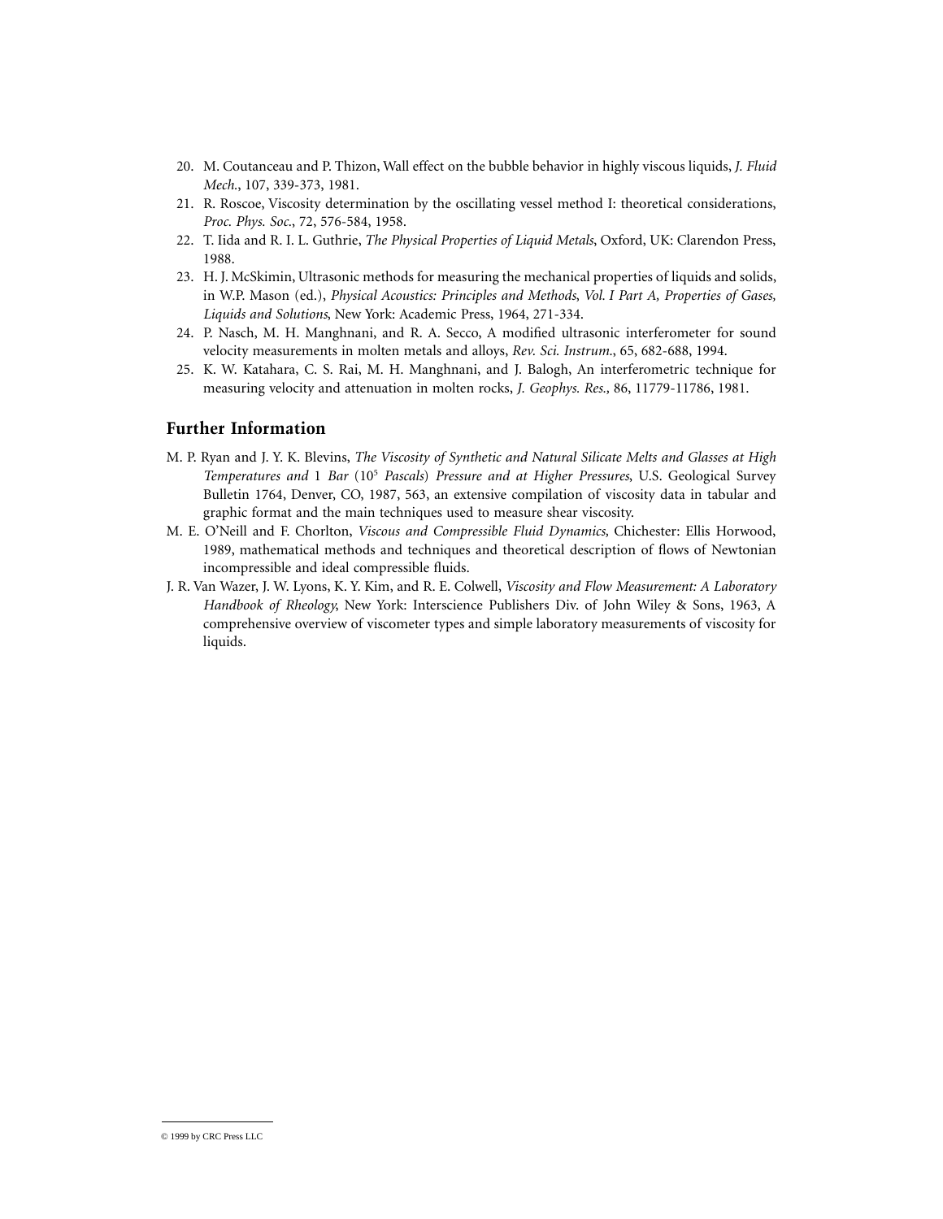20. M. Coutanceau and P. Thizon, Wall effect on the bubble behavior in highly viscous liquids, *J. Fluid Mech.*, 107, 339-373, 1981.
21. R. Roscoe, Viscosity determination by the oscillating vessel method I: theoretical considerations, *Proc. Phys. Soc.*, 72, 576-584, 1958.
22. T. Iida and R. I. L. Guthrie, *The Physical Properties of Liquid Metals*, Oxford, UK: Clarendon Press, 1988.
23. H. J. McSkimin, Ultrasonic methods for measuring the mechanical properties of liquids and solids, in W.P. Mason (ed.), *Physical Acoustics: Principles and Methods, Vol. I Part A, Properties of Gases, Liquids and Solutions*, New York: Academic Press, 1964, 271-334.
24. P. Nasch, M. H. Manghnani, and R. A. Secco, A modified ultrasonic interferometer for sound velocity measurements in molten metals and alloys, *Rev. Sci. Instrum.*, 65, 682-688, 1994.
25. K. W. Katahara, C. S. Rai, M. H. Manghnani, and J. Balogh, An interferometric technique for measuring velocity and attenuation in molten rocks, *J. Geophys. Res.,* 86, 11779-11786, 1981.

## Further Information

M. P. Ryan and J. Y. K. Blevins, *The Viscosity of Synthetic and Natural Silicate Melts and Glasses at High Temperatures and* 1 *Bar* ($10^5$ *Pascals*) *Pressure and at Higher Pressures*, U.S. Geological Survey Bulletin 1764, Denver, CO, 1987, 563, an extensive compilation of viscosity data in tabular and graphic format and the main techniques used to measure shear viscosity.

M. E. O'Neill and F. Chorlton, *Viscous and Compressible Fluid Dynamics,* Chichester: Ellis Horwood, 1989, mathematical methods and techniques and theoretical description of flows of Newtonian incompressible and ideal compressible fluids.

J. R. Van Wazer, J. W. Lyons, K. Y. Kim, and R. E. Colwell, *Viscosity and Flow Measurement: A Laboratory Handbook of Rheology,* New York: Interscience Publishers Div. of John Wiley & Sons, 1963, A comprehensive overview of viscometer types and simple laboratory measurements of viscosity for liquids.